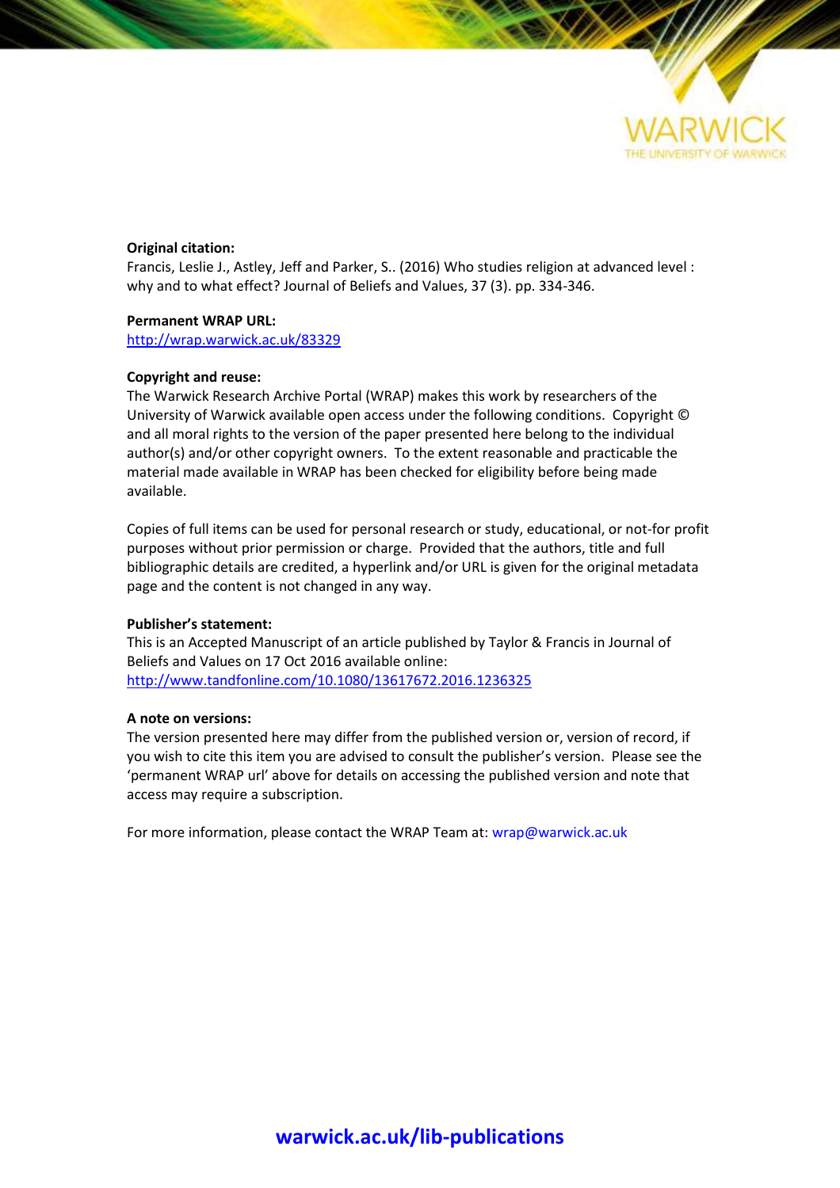**Original citation:**
Francis, Leslie J., Astley, Jeff and Parker, S.. (2016) Who studies religion at advanced level : why and to what effect? Journal of Beliefs and Values, 37 (3). pp. 334-346.

**Permanent WRAP URL:**
http://wrap.warwick.ac.uk/83329

**Copyright and reuse:**
The Warwick Research Archive Portal (WRAP) makes this work by researchers of the University of Warwick available open access under the following conditions. Copyright © and all moral rights to the version of the paper presented here belong to the individual author(s) and/or other copyright owners. To the extent reasonable and practicable the material made available in WRAP has been checked for eligibility before being made available.

Copies of full items can be used for personal research or study, educational, or not-for profit purposes without prior permission or charge. Provided that the authors, title and full bibliographic details are credited, a hyperlink and/or URL is given for the original metadata page and the content is not changed in any way.

**Publisher's statement:**
This is an Accepted Manuscript of an article published by Taylor & Francis in Journal of Beliefs and Values on 17 Oct 2016 available online: http://www.tandfonline.com/10.1080/13617672.2016.1236325

**A note on versions:**
The version presented here may differ from the published version or, version of record, if you wish to cite this item you are advised to consult the publisher's version. Please see the 'permanent WRAP url' above for details on accessing the published version and note that access may require a subscription.

For more information, please contact the WRAP Team at: wrap@warwick.ac.uk

**warwick.ac.uk/lib-publications**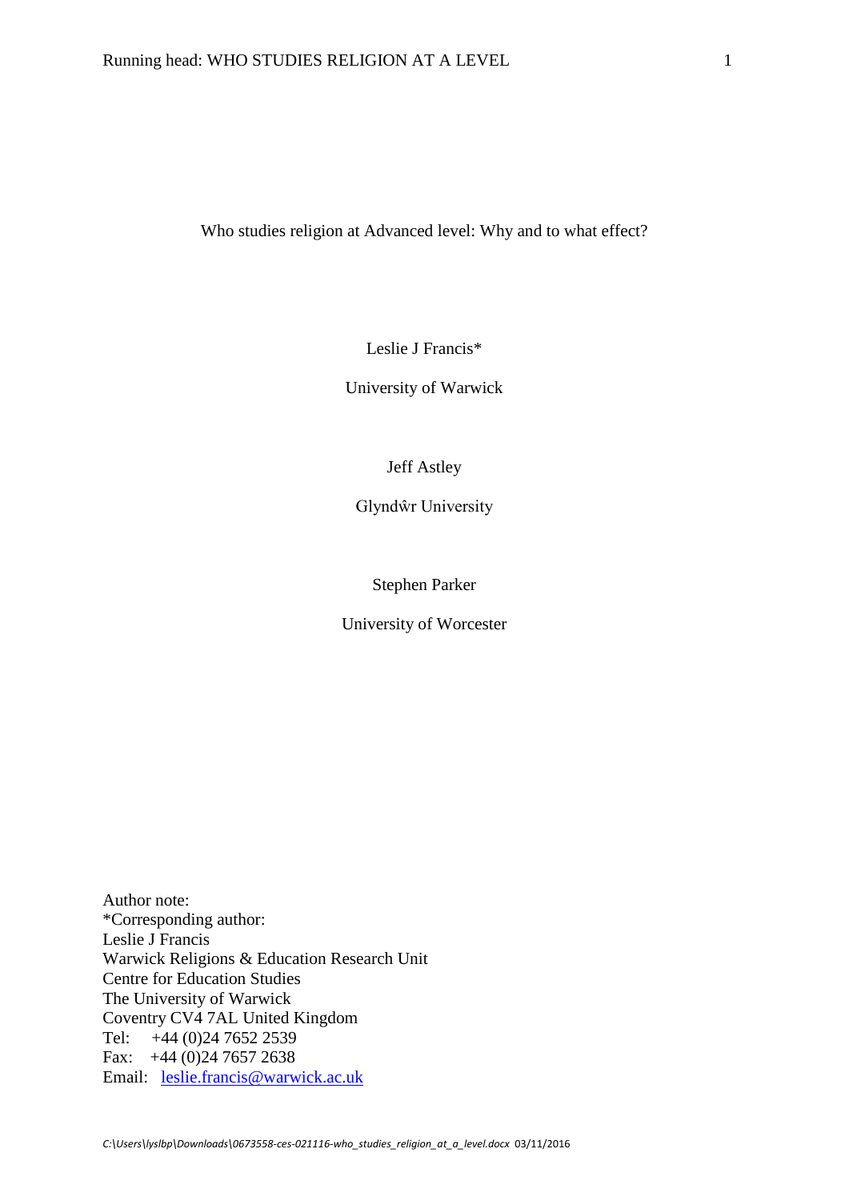# Who studies religion at Advanced level: Why and to what effect?

Leslie J Francis*

University of Warwick

Jeff Astley

Glyndŵr University

Stephen Parker

University of Worcester

Author note:
*Corresponding author:
Leslie J Francis
Warwick Religions & Education Research Unit
Centre for Education Studies
The University of Warwick
Coventry CV4 7AL United Kingdom
Tel: +44 (0)24 7652 2539
Fax: +44 (0)24 7657 2638
Email: leslie.francis@warwick.ac.uk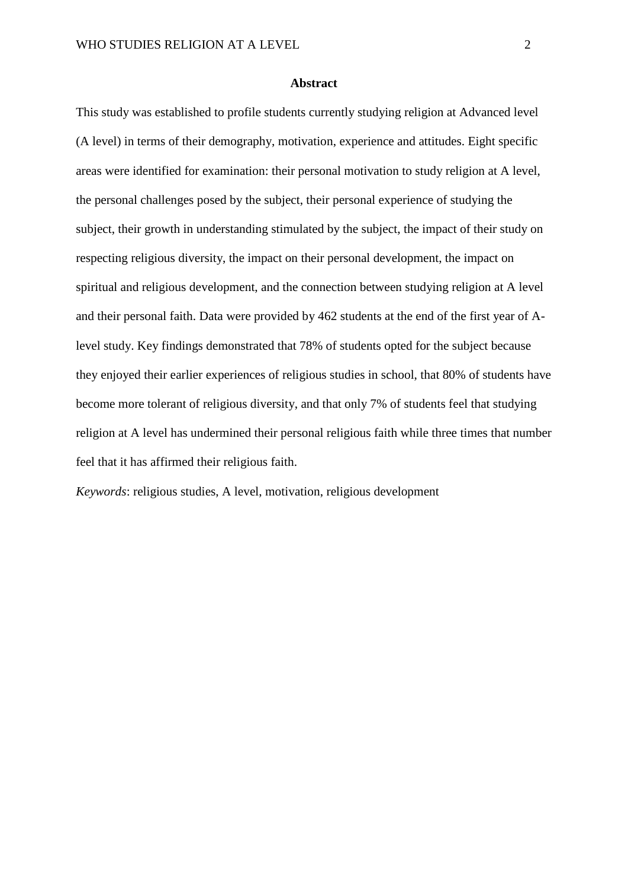## Abstract

This study was established to profile students currently studying religion at Advanced level (A level) in terms of their demography, motivation, experience and attitudes. Eight specific areas were identified for examination: their personal motivation to study religion at A level, the personal challenges posed by the subject, their personal experience of studying the subject, their growth in understanding stimulated by the subject, the impact of their study on respecting religious diversity, the impact on their personal development, the impact on spiritual and religious development, and the connection between studying religion at A level and their personal faith. Data were provided by 462 students at the end of the first year of A-level study. Key findings demonstrated that 78% of students opted for the subject because they enjoyed their earlier experiences of religious studies in school, that 80% of students have become more tolerant of religious diversity, and that only 7% of students feel that studying religion at A level has undermined their personal religious faith while three times that number feel that it has affirmed their religious faith.

*Keywords*: religious studies, A level, motivation, religious development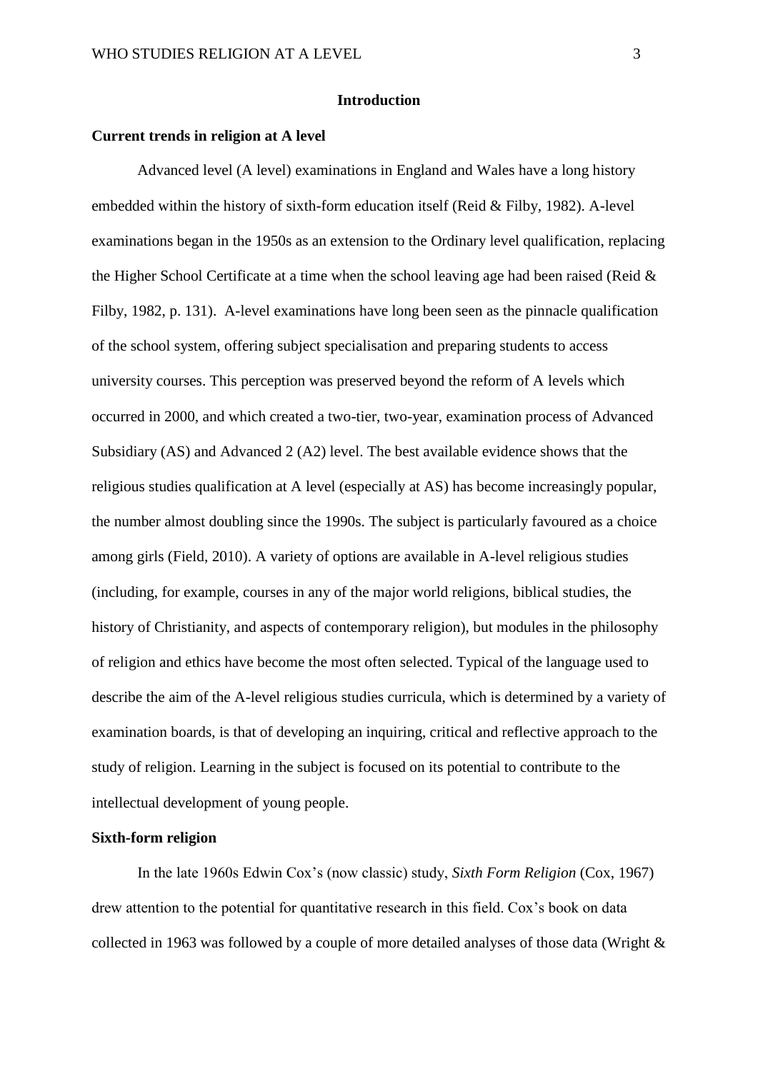## Introduction

### Current trends in religion at A level

Advanced level (A level) examinations in England and Wales have a long history embedded within the history of sixth-form education itself (Reid & Filby, 1982). A-level examinations began in the 1950s as an extension to the Ordinary level qualification, replacing the Higher School Certificate at a time when the school leaving age had been raised (Reid & Filby, 1982, p. 131). A-level examinations have long been seen as the pinnacle qualification of the school system, offering subject specialisation and preparing students to access university courses. This perception was preserved beyond the reform of A levels which occurred in 2000, and which created a two-tier, two-year, examination process of Advanced Subsidiary (AS) and Advanced 2 (A2) level. The best available evidence shows that the religious studies qualification at A level (especially at AS) has become increasingly popular, the number almost doubling since the 1990s. The subject is particularly favoured as a choice among girls (Field, 2010). A variety of options are available in A-level religious studies (including, for example, courses in any of the major world religions, biblical studies, the history of Christianity, and aspects of contemporary religion), but modules in the philosophy of religion and ethics have become the most often selected. Typical of the language used to describe the aim of the A-level religious studies curricula, which is determined by a variety of examination boards, is that of developing an inquiring, critical and reflective approach to the study of religion. Learning in the subject is focused on its potential to contribute to the intellectual development of young people.

### Sixth-form religion

In the late 1960s Edwin Cox's (now classic) study, *Sixth Form Religion* (Cox, 1967) drew attention to the potential for quantitative research in this field. Cox's book on data collected in 1963 was followed by a couple of more detailed analyses of those data (Wright &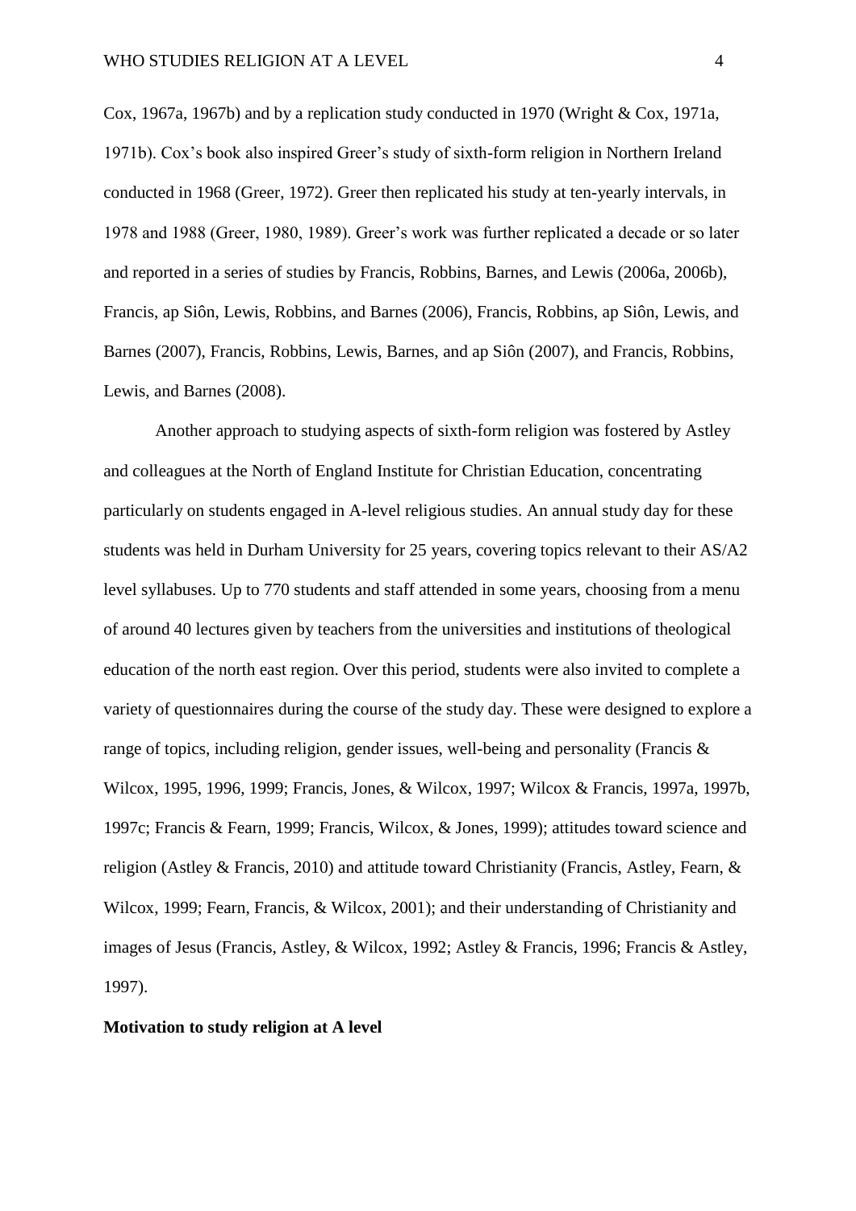Cox, 1967a, 1967b) and by a replication study conducted in 1970 (Wright & Cox, 1971a, 1971b). Cox's book also inspired Greer's study of sixth-form religion in Northern Ireland conducted in 1968 (Greer, 1972). Greer then replicated his study at ten-yearly intervals, in 1978 and 1988 (Greer, 1980, 1989). Greer's work was further replicated a decade or so later and reported in a series of studies by Francis, Robbins, Barnes, and Lewis (2006a, 2006b), Francis, ap Siôn, Lewis, Robbins, and Barnes (2006), Francis, Robbins, ap Siôn, Lewis, and Barnes (2007), Francis, Robbins, Lewis, Barnes, and ap Siôn (2007), and Francis, Robbins, Lewis, and Barnes (2008).

Another approach to studying aspects of sixth-form religion was fostered by Astley and colleagues at the North of England Institute for Christian Education, concentrating particularly on students engaged in A-level religious studies. An annual study day for these students was held in Durham University for 25 years, covering topics relevant to their AS/A2 level syllabuses. Up to 770 students and staff attended in some years, choosing from a menu of around 40 lectures given by teachers from the universities and institutions of theological education of the north east region. Over this period, students were also invited to complete a variety of questionnaires during the course of the study day. These were designed to explore a range of topics, including religion, gender issues, well-being and personality (Francis & Wilcox, 1995, 1996, 1999; Francis, Jones, & Wilcox, 1997; Wilcox & Francis, 1997a, 1997b, 1997c; Francis & Fearn, 1999; Francis, Wilcox, & Jones, 1999); attitudes toward science and religion (Astley & Francis, 2010) and attitude toward Christianity (Francis, Astley, Fearn, & Wilcox, 1999; Fearn, Francis, & Wilcox, 2001); and their understanding of Christianity and images of Jesus (Francis, Astley, & Wilcox, 1992; Astley & Francis, 1996; Francis & Astley, 1997).

**Motivation to study religion at A level**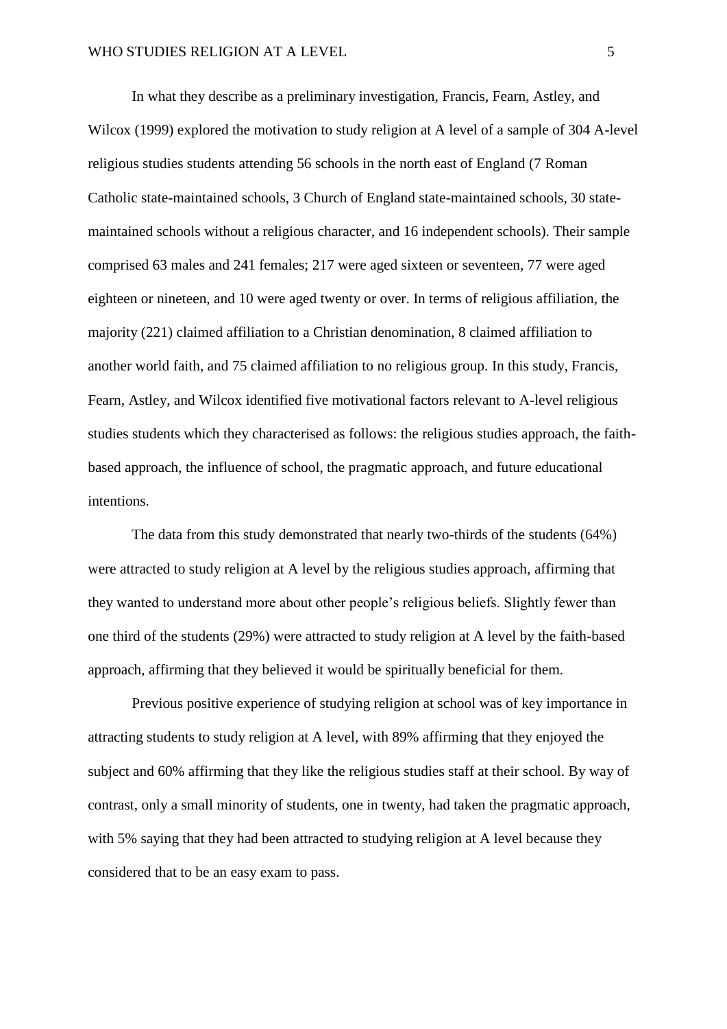In what they describe as a preliminary investigation, Francis, Fearn, Astley, and Wilcox (1999) explored the motivation to study religion at A level of a sample of 304 A-level religious studies students attending 56 schools in the north east of England (7 Roman Catholic state-maintained schools, 3 Church of England state-maintained schools, 30 state-maintained schools without a religious character, and 16 independent schools). Their sample comprised 63 males and 241 females; 217 were aged sixteen or seventeen, 77 were aged eighteen or nineteen, and 10 were aged twenty or over. In terms of religious affiliation, the majority (221) claimed affiliation to a Christian denomination, 8 claimed affiliation to another world faith, and 75 claimed affiliation to no religious group. In this study, Francis, Fearn, Astley, and Wilcox identified five motivational factors relevant to A-level religious studies students which they characterised as follows: the religious studies approach, the faith-based approach, the influence of school, the pragmatic approach, and future educational intentions.

The data from this study demonstrated that nearly two-thirds of the students (64%) were attracted to study religion at A level by the religious studies approach, affirming that they wanted to understand more about other people's religious beliefs. Slightly fewer than one third of the students (29%) were attracted to study religion at A level by the faith-based approach, affirming that they believed it would be spiritually beneficial for them.

Previous positive experience of studying religion at school was of key importance in attracting students to study religion at A level, with 89% affirming that they enjoyed the subject and 60% affirming that they like the religious studies staff at their school. By way of contrast, only a small minority of students, one in twenty, had taken the pragmatic approach, with 5% saying that they had been attracted to studying religion at A level because they considered that to be an easy exam to pass.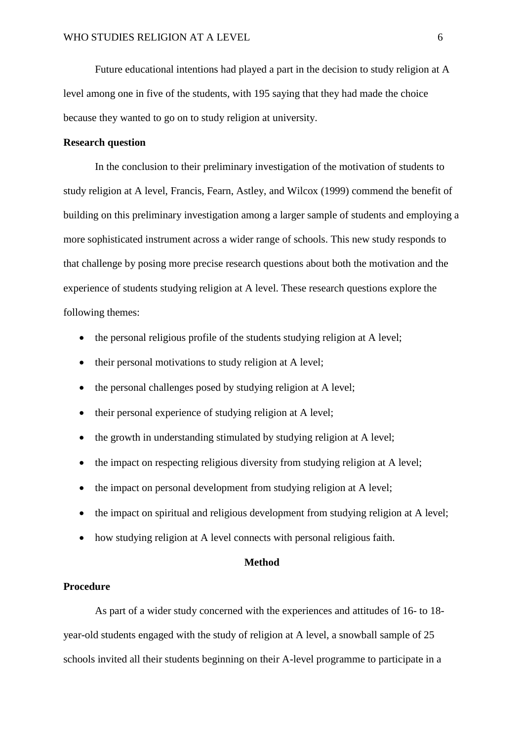Future educational intentions had played a part in the decision to study religion at A level among one in five of the students, with 195 saying that they had made the choice because they wanted to go on to study religion at university.

### Research question

In the conclusion to their preliminary investigation of the motivation of students to study religion at A level, Francis, Fearn, Astley, and Wilcox (1999) commend the benefit of building on this preliminary investigation among a larger sample of students and employing a more sophisticated instrument across a wider range of schools. This new study responds to that challenge by posing more precise research questions about both the motivation and the experience of students studying religion at A level. These research questions explore the following themes:

- the personal religious profile of the students studying religion at A level;
- their personal motivations to study religion at A level;
- the personal challenges posed by studying religion at A level;
- their personal experience of studying religion at A level;
- the growth in understanding stimulated by studying religion at A level;
- the impact on respecting religious diversity from studying religion at A level;
- the impact on personal development from studying religion at A level;
- the impact on spiritual and religious development from studying religion at A level;
- how studying religion at A level connects with personal religious faith.

## Method

### Procedure

As part of a wider study concerned with the experiences and attitudes of 16- to 18-year-old students engaged with the study of religion at A level, a snowball sample of 25 schools invited all their students beginning on their A-level programme to participate in a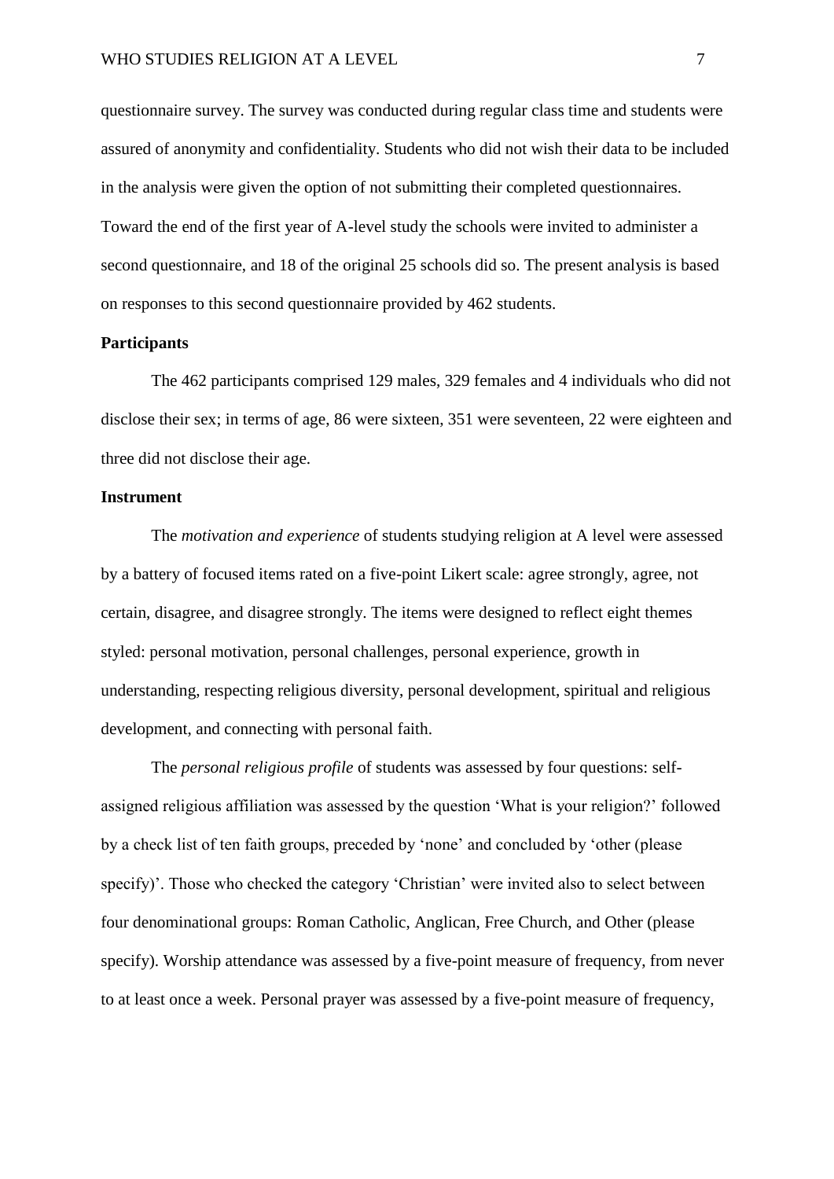questionnaire survey. The survey was conducted during regular class time and students were assured of anonymity and confidentiality. Students who did not wish their data to be included in the analysis were given the option of not submitting their completed questionnaires. Toward the end of the first year of A-level study the schools were invited to administer a second questionnaire, and 18 of the original 25 schools did so. The present analysis is based on responses to this second questionnaire provided by 462 students.

**Participants**

The 462 participants comprised 129 males, 329 females and 4 individuals who did not disclose their sex; in terms of age, 86 were sixteen, 351 were seventeen, 22 were eighteen and three did not disclose their age.

**Instrument**

The *motivation and experience* of students studying religion at A level were assessed by a battery of focused items rated on a five-point Likert scale: agree strongly, agree, not certain, disagree, and disagree strongly. The items were designed to reflect eight themes styled: personal motivation, personal challenges, personal experience, growth in understanding, respecting religious diversity, personal development, spiritual and religious development, and connecting with personal faith.

The *personal religious profile* of students was assessed by four questions: self-assigned religious affiliation was assessed by the question 'What is your religion?' followed by a check list of ten faith groups, preceded by 'none' and concluded by 'other (please specify)'. Those who checked the category 'Christian' were invited also to select between four denominational groups: Roman Catholic, Anglican, Free Church, and Other (please specify). Worship attendance was assessed by a five-point measure of frequency, from never to at least once a week. Personal prayer was assessed by a five-point measure of frequency,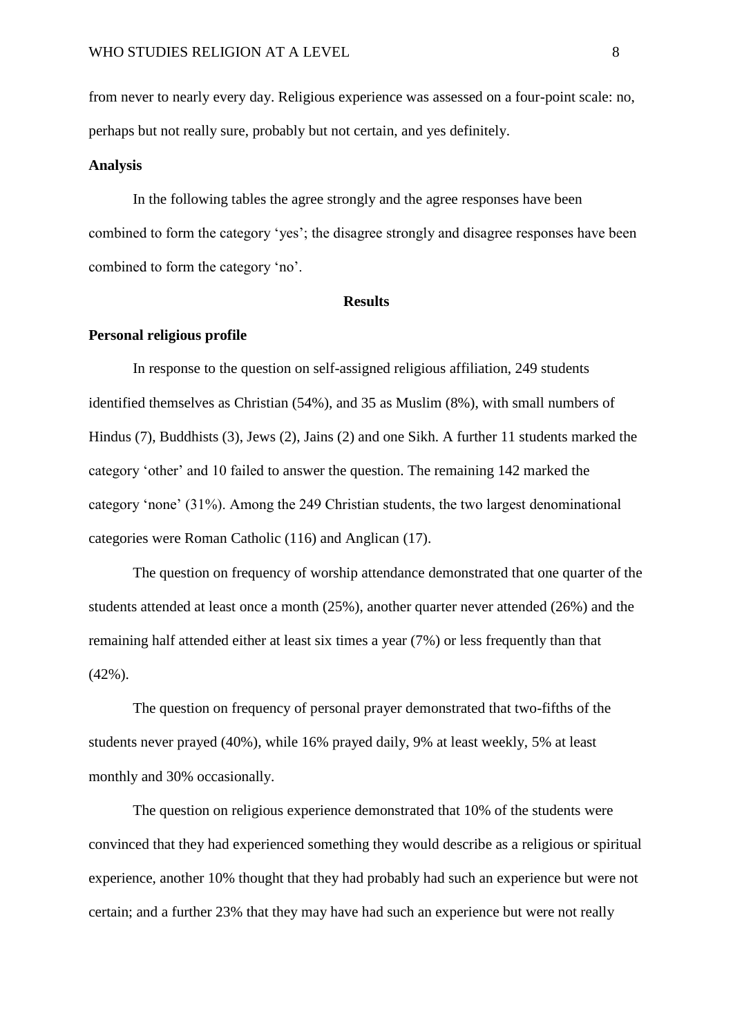from never to nearly every day. Religious experience was assessed on a four-point scale: no, perhaps but not really sure, probably but not certain, and yes definitely.

**Analysis**

In the following tables the agree strongly and the agree responses have been combined to form the category 'yes'; the disagree strongly and disagree responses have been combined to form the category 'no'.

## Results

**Personal religious profile**

In response to the question on self-assigned religious affiliation, 249 students identified themselves as Christian (54%), and 35 as Muslim (8%), with small numbers of Hindus (7), Buddhists (3), Jews (2), Jains (2) and one Sikh. A further 11 students marked the category 'other' and 10 failed to answer the question. The remaining 142 marked the category 'none' (31%). Among the 249 Christian students, the two largest denominational categories were Roman Catholic (116) and Anglican (17).

The question on frequency of worship attendance demonstrated that one quarter of the students attended at least once a month (25%), another quarter never attended (26%) and the remaining half attended either at least six times a year (7%) or less frequently than that (42%).

The question on frequency of personal prayer demonstrated that two-fifths of the students never prayed (40%), while 16% prayed daily, 9% at least weekly, 5% at least monthly and 30% occasionally.

The question on religious experience demonstrated that 10% of the students were convinced that they had experienced something they would describe as a religious or spiritual experience, another 10% thought that they had probably had such an experience but were not certain; and a further 23% that they may have had such an experience but were not really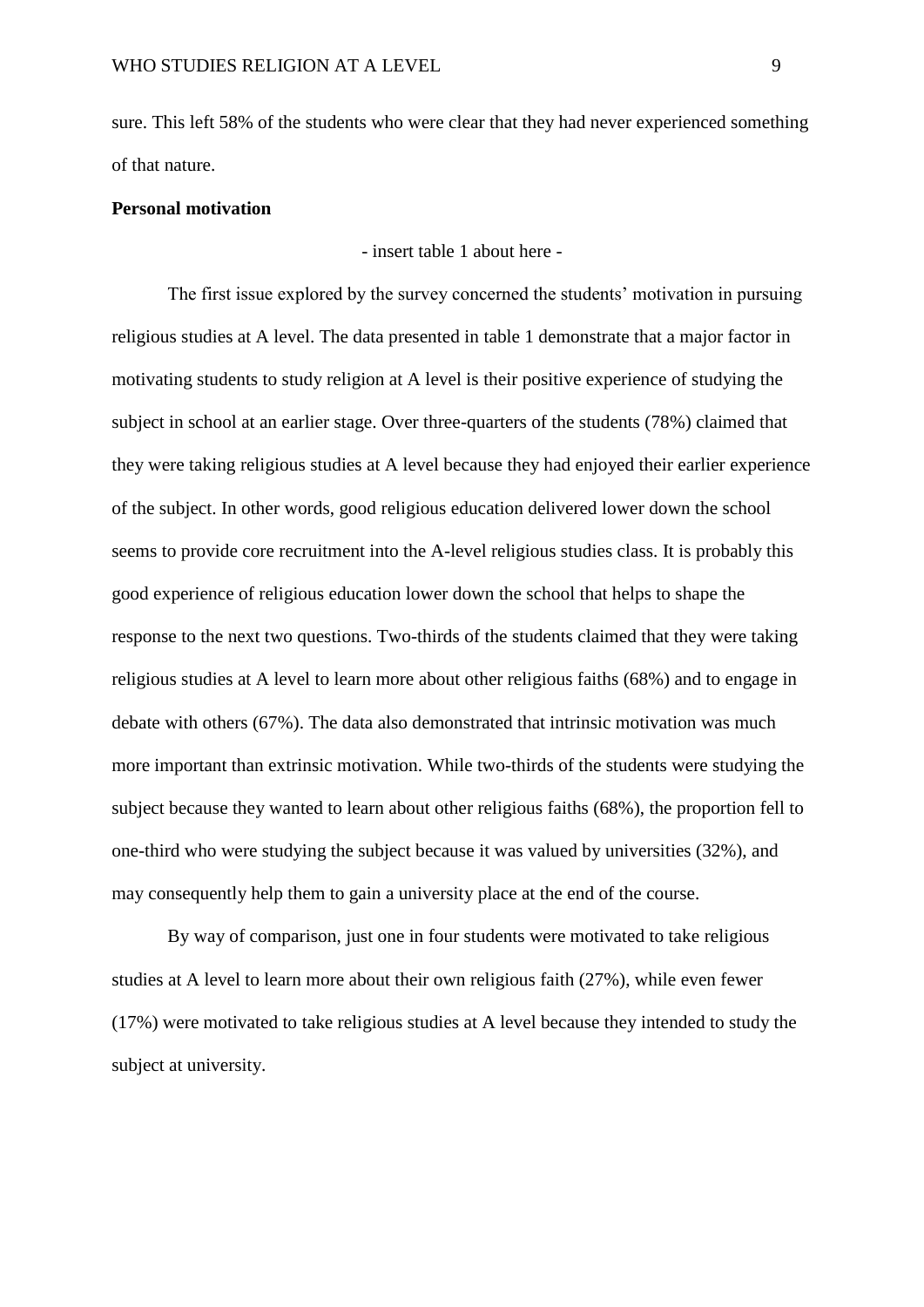sure. This left 58% of the students who were clear that they had never experienced something of that nature.

**Personal motivation**

- insert table 1 about here -

The first issue explored by the survey concerned the students' motivation in pursuing religious studies at A level. The data presented in table 1 demonstrate that a major factor in motivating students to study religion at A level is their positive experience of studying the subject in school at an earlier stage. Over three-quarters of the students (78%) claimed that they were taking religious studies at A level because they had enjoyed their earlier experience of the subject. In other words, good religious education delivered lower down the school seems to provide core recruitment into the A-level religious studies class. It is probably this good experience of religious education lower down the school that helps to shape the response to the next two questions. Two-thirds of the students claimed that they were taking religious studies at A level to learn more about other religious faiths (68%) and to engage in debate with others (67%). The data also demonstrated that intrinsic motivation was much more important than extrinsic motivation. While two-thirds of the students were studying the subject because they wanted to learn about other religious faiths (68%), the proportion fell to one-third who were studying the subject because it was valued by universities (32%), and may consequently help them to gain a university place at the end of the course.

By way of comparison, just one in four students were motivated to take religious studies at A level to learn more about their own religious faith (27%), while even fewer (17%) were motivated to take religious studies at A level because they intended to study the subject at university.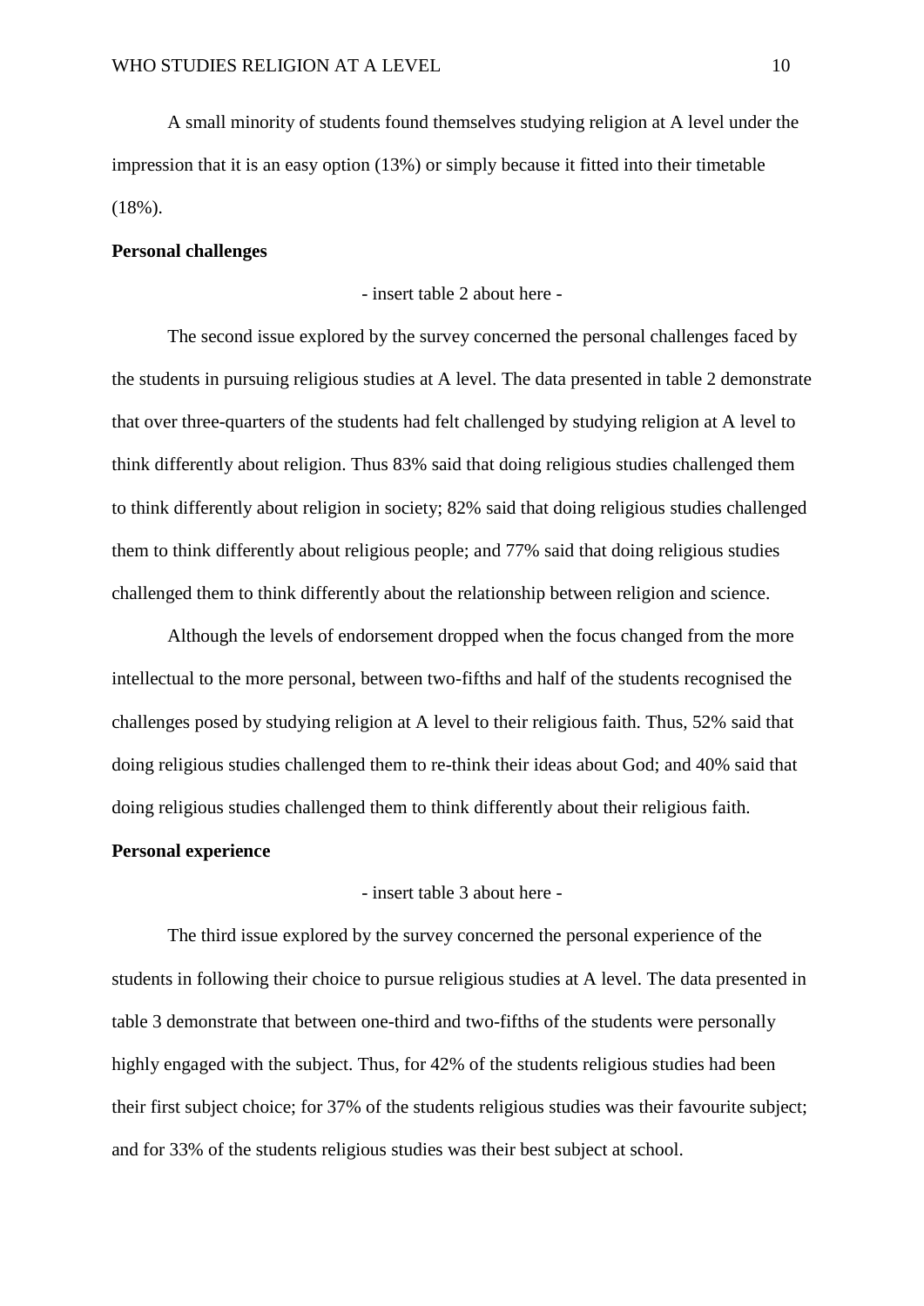A small minority of students found themselves studying religion at A level under the impression that it is an easy option (13%) or simply because it fitted into their timetable (18%).

### Personal challenges

- insert table 2 about here -

The second issue explored by the survey concerned the personal challenges faced by the students in pursuing religious studies at A level. The data presented in table 2 demonstrate that over three-quarters of the students had felt challenged by studying religion at A level to think differently about religion. Thus 83% said that doing religious studies challenged them to think differently about religion in society; 82% said that doing religious studies challenged them to think differently about religious people; and 77% said that doing religious studies challenged them to think differently about the relationship between religion and science.

Although the levels of endorsement dropped when the focus changed from the more intellectual to the more personal, between two-fifths and half of the students recognised the challenges posed by studying religion at A level to their religious faith. Thus, 52% said that doing religious studies challenged them to re-think their ideas about God; and 40% said that doing religious studies challenged them to think differently about their religious faith.

### Personal experience

- insert table 3 about here -

The third issue explored by the survey concerned the personal experience of the students in following their choice to pursue religious studies at A level. The data presented in table 3 demonstrate that between one-third and two-fifths of the students were personally highly engaged with the subject. Thus, for 42% of the students religious studies had been their first subject choice; for 37% of the students religious studies was their favourite subject; and for 33% of the students religious studies was their best subject at school.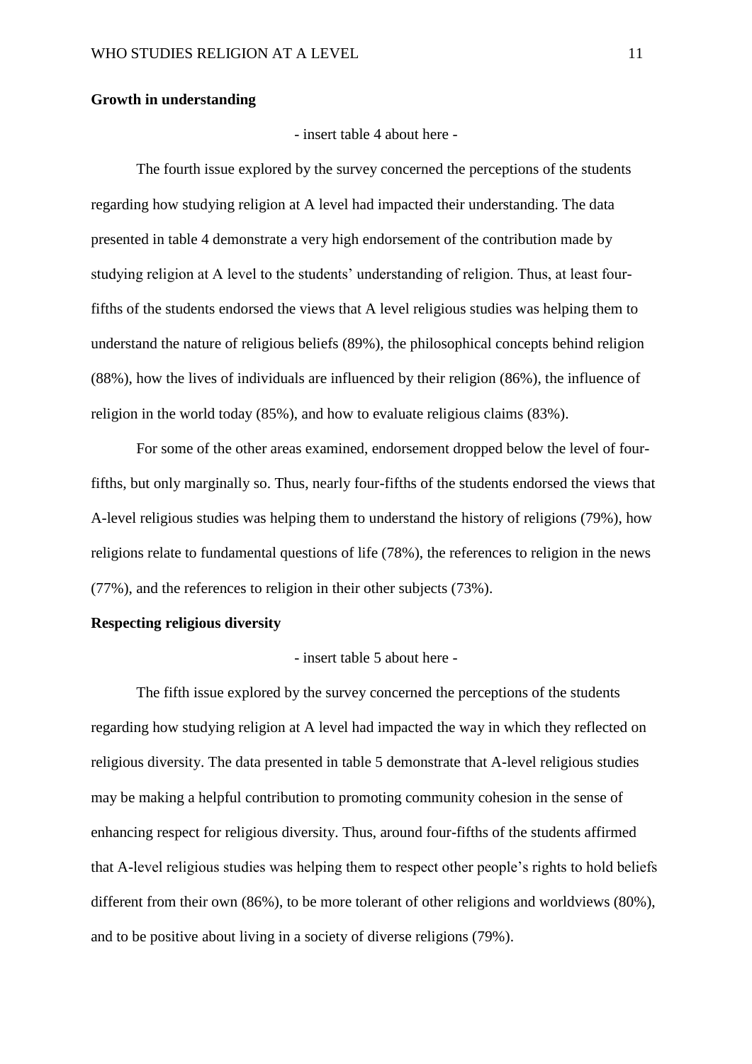**Growth in understanding**

- insert table 4 about here -

The fourth issue explored by the survey concerned the perceptions of the students regarding how studying religion at A level had impacted their understanding. The data presented in table 4 demonstrate a very high endorsement of the contribution made by studying religion at A level to the students' understanding of religion. Thus, at least four-fifths of the students endorsed the views that A level religious studies was helping them to understand the nature of religious beliefs (89%), the philosophical concepts behind religion (88%), how the lives of individuals are influenced by their religion (86%), the influence of religion in the world today (85%), and how to evaluate religious claims (83%).

For some of the other areas examined, endorsement dropped below the level of four-fifths, but only marginally so. Thus, nearly four-fifths of the students endorsed the views that A-level religious studies was helping them to understand the history of religions (79%), how religions relate to fundamental questions of life (78%), the references to religion in the news (77%), and the references to religion in their other subjects (73%).

**Respecting religious diversity**

- insert table 5 about here -

The fifth issue explored by the survey concerned the perceptions of the students regarding how studying religion at A level had impacted the way in which they reflected on religious diversity. The data presented in table 5 demonstrate that A-level religious studies may be making a helpful contribution to promoting community cohesion in the sense of enhancing respect for religious diversity. Thus, around four-fifths of the students affirmed that A-level religious studies was helping them to respect other people's rights to hold beliefs different from their own (86%), to be more tolerant of other religions and worldviews (80%), and to be positive about living in a society of diverse religions (79%).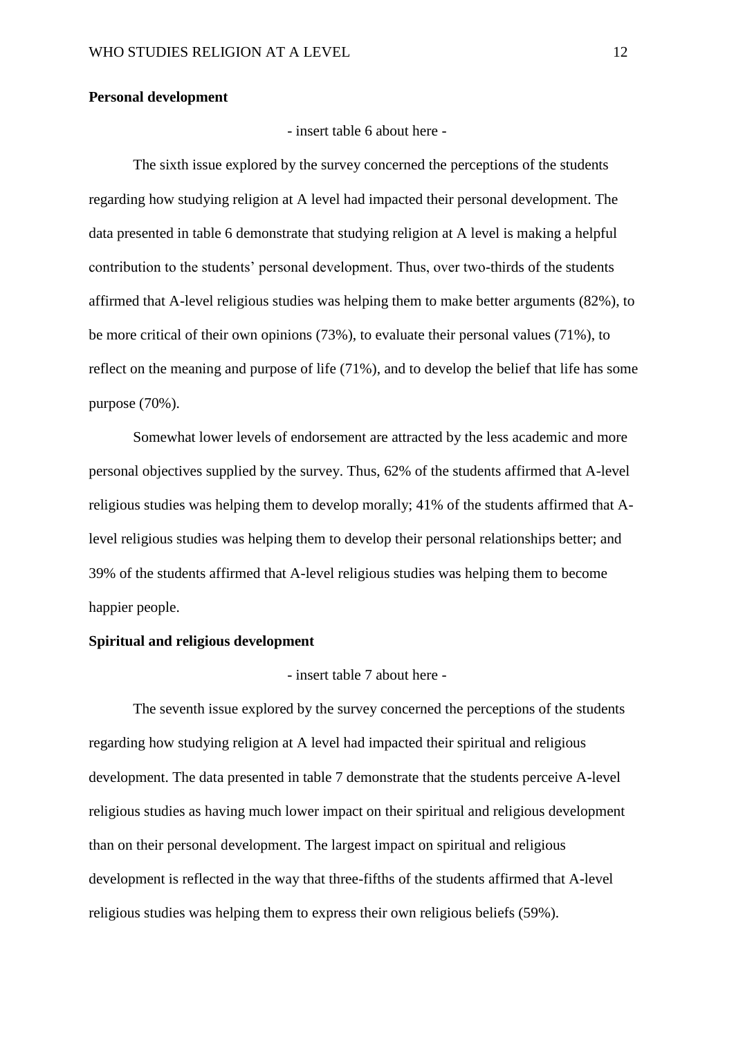**Personal development**

- insert table 6 about here -

The sixth issue explored by the survey concerned the perceptions of the students regarding how studying religion at A level had impacted their personal development. The data presented in table 6 demonstrate that studying religion at A level is making a helpful contribution to the students' personal development. Thus, over two-thirds of the students affirmed that A-level religious studies was helping them to make better arguments (82%), to be more critical of their own opinions (73%), to evaluate their personal values (71%), to reflect on the meaning and purpose of life (71%), and to develop the belief that life has some purpose (70%).

Somewhat lower levels of endorsement are attracted by the less academic and more personal objectives supplied by the survey. Thus, 62% of the students affirmed that A-level religious studies was helping them to develop morally; 41% of the students affirmed that A-level religious studies was helping them to develop their personal relationships better; and 39% of the students affirmed that A-level religious studies was helping them to become happier people.

**Spiritual and religious development**

- insert table 7 about here -

The seventh issue explored by the survey concerned the perceptions of the students regarding how studying religion at A level had impacted their spiritual and religious development. The data presented in table 7 demonstrate that the students perceive A-level religious studies as having much lower impact on their spiritual and religious development than on their personal development. The largest impact on spiritual and religious development is reflected in the way that three-fifths of the students affirmed that A-level religious studies was helping them to express their own religious beliefs (59%).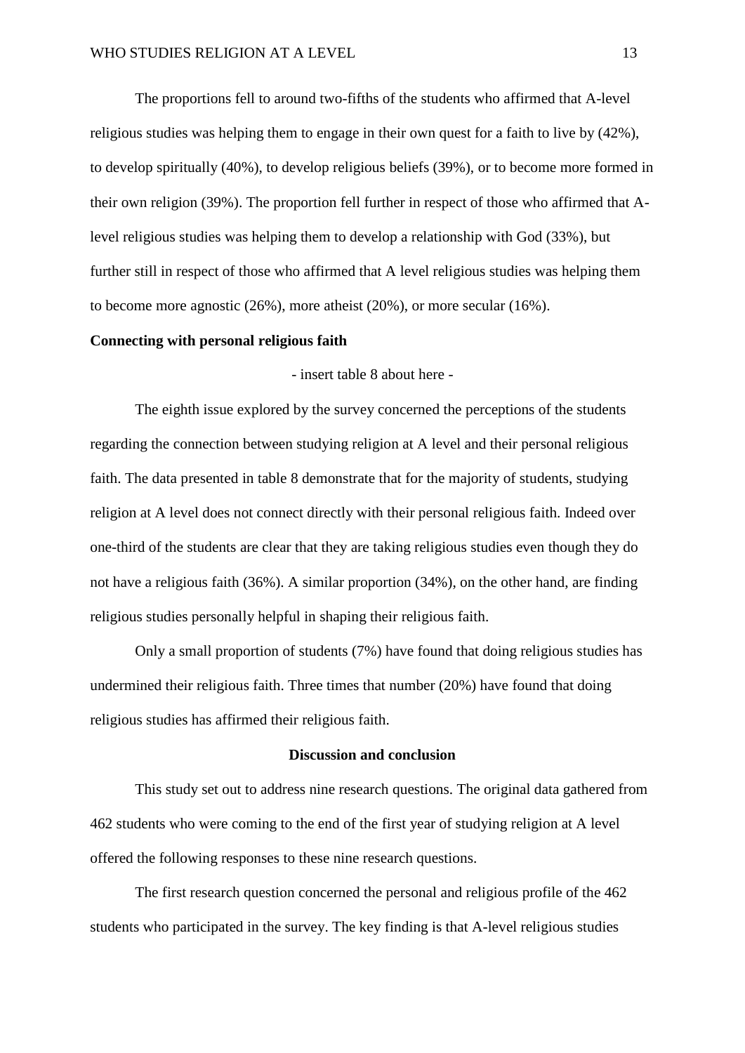The proportions fell to around two-fifths of the students who affirmed that A-level religious studies was helping them to engage in their own quest for a faith to live by (42%), to develop spiritually (40%), to develop religious beliefs (39%), or to become more formed in their own religion (39%). The proportion fell further in respect of those who affirmed that A-level religious studies was helping them to develop a relationship with God (33%), but further still in respect of those who affirmed that A level religious studies was helping them to become more agnostic (26%), more atheist (20%), or more secular (16%).

**Connecting with personal religious faith**

- insert table 8 about here -

The eighth issue explored by the survey concerned the perceptions of the students regarding the connection between studying religion at A level and their personal religious faith. The data presented in table 8 demonstrate that for the majority of students, studying religion at A level does not connect directly with their personal religious faith. Indeed over one-third of the students are clear that they are taking religious studies even though they do not have a religious faith (36%). A similar proportion (34%), on the other hand, are finding religious studies personally helpful in shaping their religious faith.

Only a small proportion of students (7%) have found that doing religious studies has undermined their religious faith. Three times that number (20%) have found that doing religious studies has affirmed their religious faith.

## Discussion and conclusion

This study set out to address nine research questions. The original data gathered from 462 students who were coming to the end of the first year of studying religion at A level offered the following responses to these nine research questions.

The first research question concerned the personal and religious profile of the 462 students who participated in the survey. The key finding is that A-level religious studies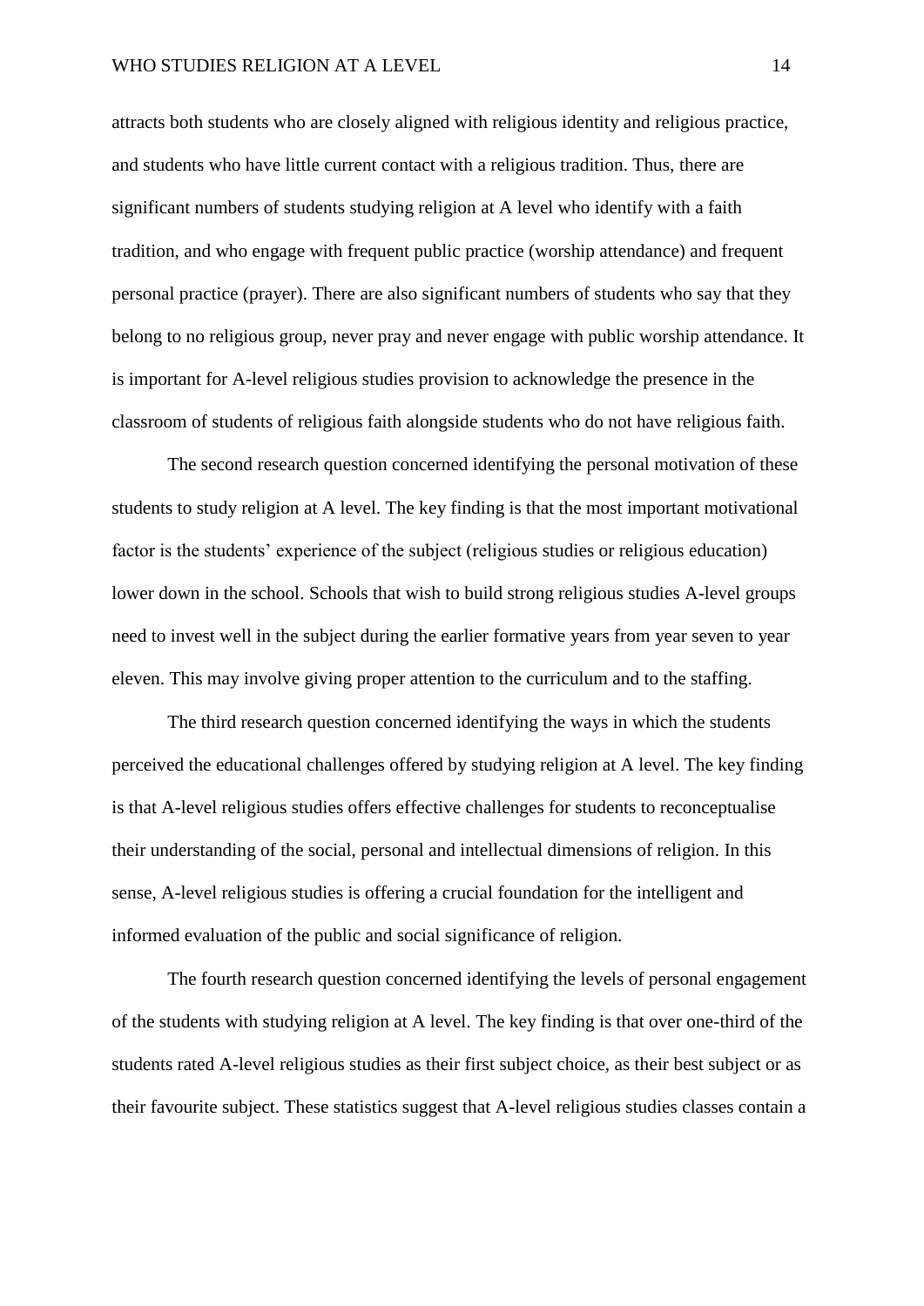attracts both students who are closely aligned with religious identity and religious practice, and students who have little current contact with a religious tradition. Thus, there are significant numbers of students studying religion at A level who identify with a faith tradition, and who engage with frequent public practice (worship attendance) and frequent personal practice (prayer). There are also significant numbers of students who say that they belong to no religious group, never pray and never engage with public worship attendance. It is important for A-level religious studies provision to acknowledge the presence in the classroom of students of religious faith alongside students who do not have religious faith.

The second research question concerned identifying the personal motivation of these students to study religion at A level. The key finding is that the most important motivational factor is the students' experience of the subject (religious studies or religious education) lower down in the school. Schools that wish to build strong religious studies A-level groups need to invest well in the subject during the earlier formative years from year seven to year eleven. This may involve giving proper attention to the curriculum and to the staffing.

The third research question concerned identifying the ways in which the students perceived the educational challenges offered by studying religion at A level. The key finding is that A-level religious studies offers effective challenges for students to reconceptualise their understanding of the social, personal and intellectual dimensions of religion. In this sense, A-level religious studies is offering a crucial foundation for the intelligent and informed evaluation of the public and social significance of religion.

The fourth research question concerned identifying the levels of personal engagement of the students with studying religion at A level. The key finding is that over one-third of the students rated A-level religious studies as their first subject choice, as their best subject or as their favourite subject. These statistics suggest that A-level religious studies classes contain a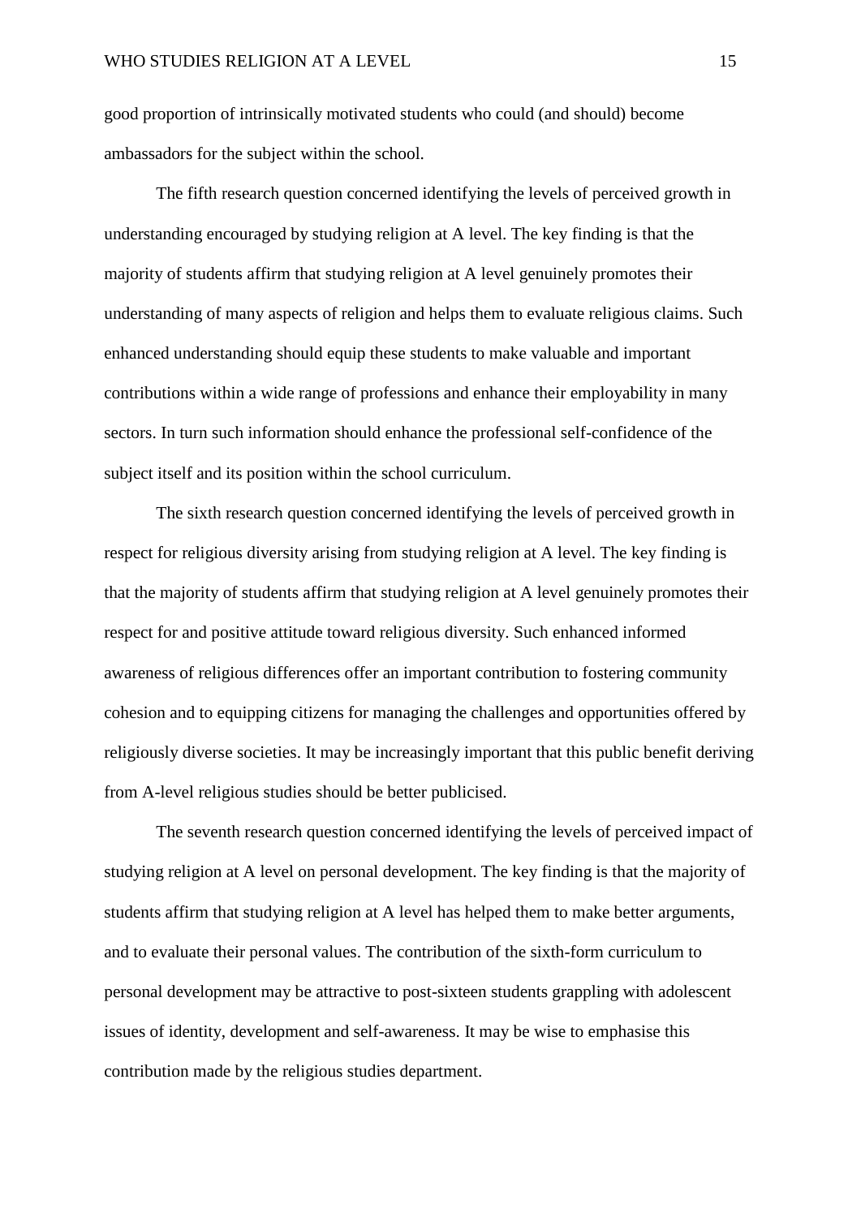good proportion of intrinsically motivated students who could (and should) become ambassadors for the subject within the school.

The fifth research question concerned identifying the levels of perceived growth in understanding encouraged by studying religion at A level. The key finding is that the majority of students affirm that studying religion at A level genuinely promotes their understanding of many aspects of religion and helps them to evaluate religious claims. Such enhanced understanding should equip these students to make valuable and important contributions within a wide range of professions and enhance their employability in many sectors. In turn such information should enhance the professional self-confidence of the subject itself and its position within the school curriculum.

The sixth research question concerned identifying the levels of perceived growth in respect for religious diversity arising from studying religion at A level. The key finding is that the majority of students affirm that studying religion at A level genuinely promotes their respect for and positive attitude toward religious diversity. Such enhanced informed awareness of religious differences offer an important contribution to fostering community cohesion and to equipping citizens for managing the challenges and opportunities offered by religiously diverse societies. It may be increasingly important that this public benefit deriving from A-level religious studies should be better publicised.

The seventh research question concerned identifying the levels of perceived impact of studying religion at A level on personal development. The key finding is that the majority of students affirm that studying religion at A level has helped them to make better arguments, and to evaluate their personal values. The contribution of the sixth-form curriculum to personal development may be attractive to post-sixteen students grappling with adolescent issues of identity, development and self-awareness. It may be wise to emphasise this contribution made by the religious studies department.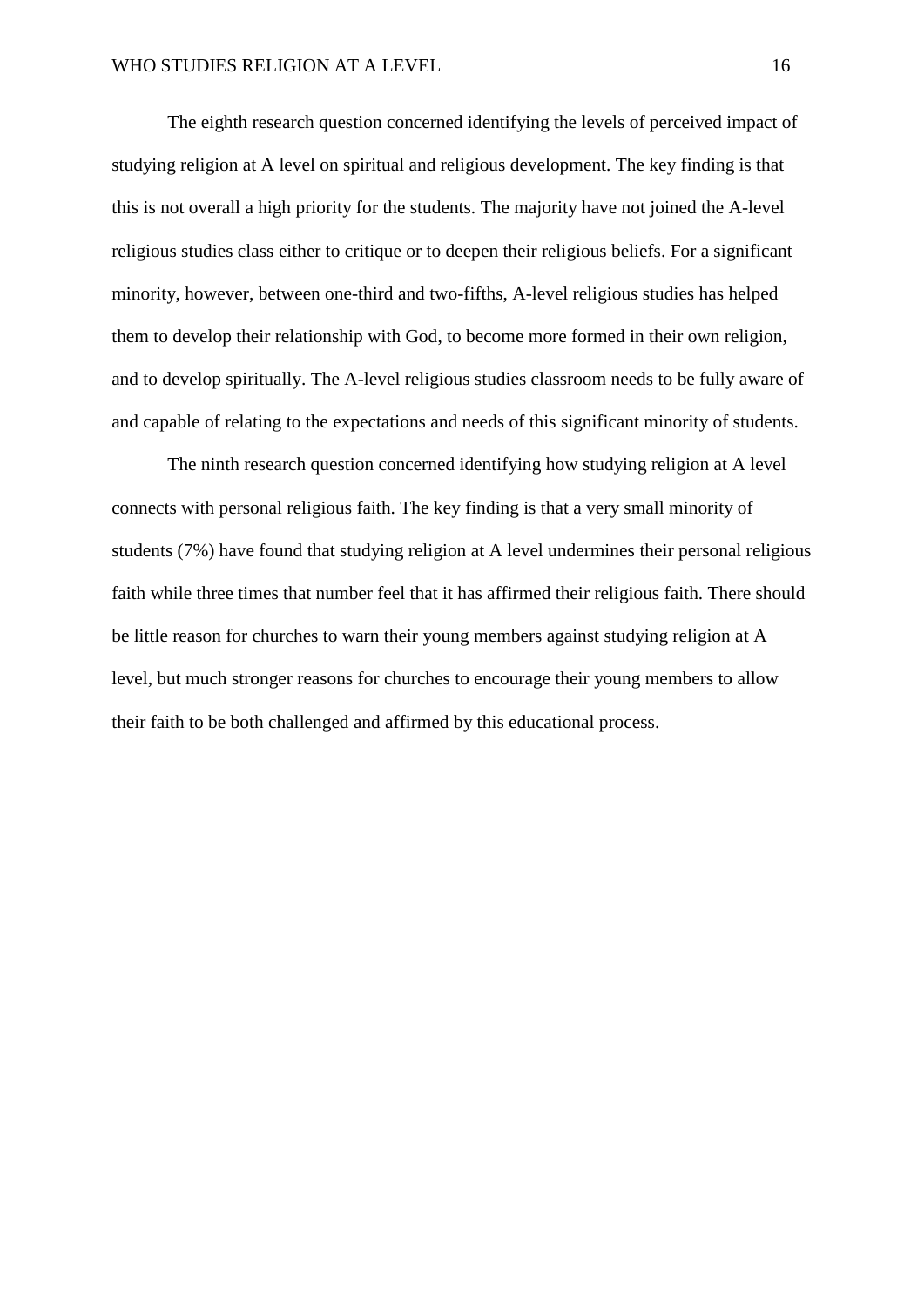The eighth research question concerned identifying the levels of perceived impact of studying religion at A level on spiritual and religious development. The key finding is that this is not overall a high priority for the students. The majority have not joined the A-level religious studies class either to critique or to deepen their religious beliefs. For a significant minority, however, between one-third and two-fifths, A-level religious studies has helped them to develop their relationship with God, to become more formed in their own religion, and to develop spiritually. The A-level religious studies classroom needs to be fully aware of and capable of relating to the expectations and needs of this significant minority of students.

The ninth research question concerned identifying how studying religion at A level connects with personal religious faith. The key finding is that a very small minority of students (7%) have found that studying religion at A level undermines their personal religious faith while three times that number feel that it has affirmed their religious faith. There should be little reason for churches to warn their young members against studying religion at A level, but much stronger reasons for churches to encourage their young members to allow their faith to be both challenged and affirmed by this educational process.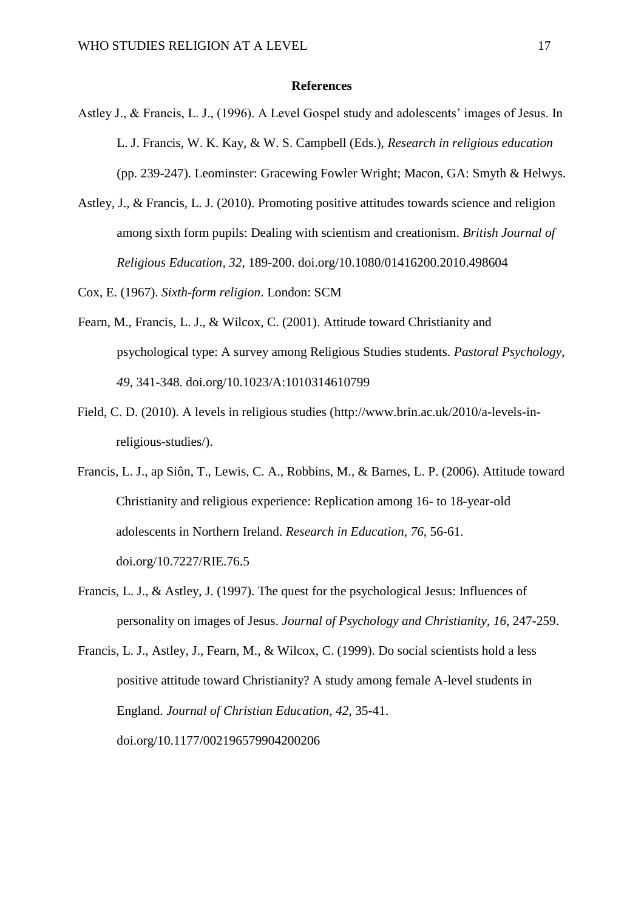## References

Astley J., & Francis, L. J., (1996). A Level Gospel study and adolescents' images of Jesus. In L. J. Francis, W. K. Kay, & W. S. Campbell (Eds.), *Research in religious education* (pp. 239-247). Leominster: Gracewing Fowler Wright; Macon, GA: Smyth & Helwys.

Astley, J., & Francis, L. J. (2010). Promoting positive attitudes towards science and religion among sixth form pupils: Dealing with scientism and creationism. *British Journal of Religious Education*, *32*, 189-200. doi.org/10.1080/01416200.2010.498604

Cox, E. (1967). *Sixth-form religion*. London: SCM

Fearn, M., Francis, L. J., & Wilcox, C. (2001). Attitude toward Christianity and psychological type: A survey among Religious Studies students. *Pastoral Psychology*, *49*, 341-348. doi.org/10.1023/A:1010314610799

Field, C. D. (2010). A levels in religious studies (http://www.brin.ac.uk/2010/a-levels-in-religious-studies/).

Francis, L. J., ap Siôn, T., Lewis, C. A., Robbins, M., & Barnes, L. P. (2006). Attitude toward Christianity and religious experience: Replication among 16- to 18-year-old adolescents in Northern Ireland. *Research in Education*, *76*, 56-61. doi.org/10.7227/RIE.76.5

Francis, L. J., & Astley, J. (1997). The quest for the psychological Jesus: Influences of personality on images of Jesus. *Journal of Psychology and Christianity*, *16*, 247-259.

Francis, L. J., Astley, J., Fearn, M., & Wilcox, C. (1999). Do social scientists hold a less positive attitude toward Christianity? A study among female A-level students in England. *Journal of Christian Education*, *42*, 35-41. doi.org/10.1177/002196579904200206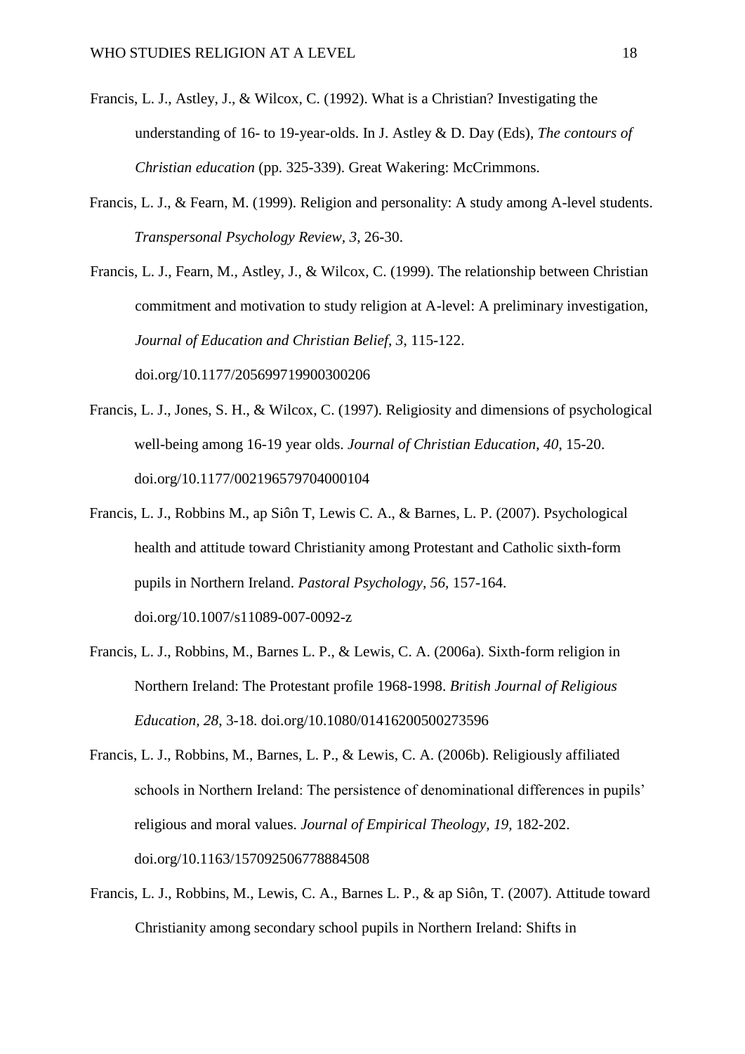Francis, L. J., Astley, J., & Wilcox, C. (1992). What is a Christian? Investigating the understanding of 16- to 19-year-olds. In J. Astley & D. Day (Eds), *The contours of Christian education* (pp. 325-339). Great Wakering: McCrimmons.

Francis, L. J., & Fearn, M. (1999). Religion and personality: A study among A-level students. *Transpersonal Psychology Review*, *3*, 26-30.

Francis, L. J., Fearn, M., Astley, J., & Wilcox, C. (1999). The relationship between Christian commitment and motivation to study religion at A-level: A preliminary investigation, *Journal of Education and Christian Belief*, *3*, 115-122. doi.org/10.1177/205699719900300206

Francis, L. J., Jones, S. H., & Wilcox, C. (1997). Religiosity and dimensions of psychological well-being among 16-19 year olds. *Journal of Christian Education*, *40*, 15-20. doi.org/10.1177/002196579704000104

Francis, L. J., Robbins M., ap Siôn T, Lewis C. A., & Barnes, L. P. (2007). Psychological health and attitude toward Christianity among Protestant and Catholic sixth-form pupils in Northern Ireland. *Pastoral Psychology*, *56*, 157-164. doi.org/10.1007/s11089-007-0092-z

Francis, L. J., Robbins, M., Barnes L. P., & Lewis, C. A. (2006a). Sixth-form religion in Northern Ireland: The Protestant profile 1968-1998. *British Journal of Religious Education*, *28*, 3-18. doi.org/10.1080/01416200500273596

Francis, L. J., Robbins, M., Barnes, L. P., & Lewis, C. A. (2006b). Religiously affiliated schools in Northern Ireland: The persistence of denominational differences in pupils' religious and moral values. *Journal of Empirical Theology*, *19*, 182-202. doi.org/10.1163/157092506778884508

Francis, L. J., Robbins, M., Lewis, C. A., Barnes L. P., & ap Siôn, T. (2007). Attitude toward Christianity among secondary school pupils in Northern Ireland: Shifts in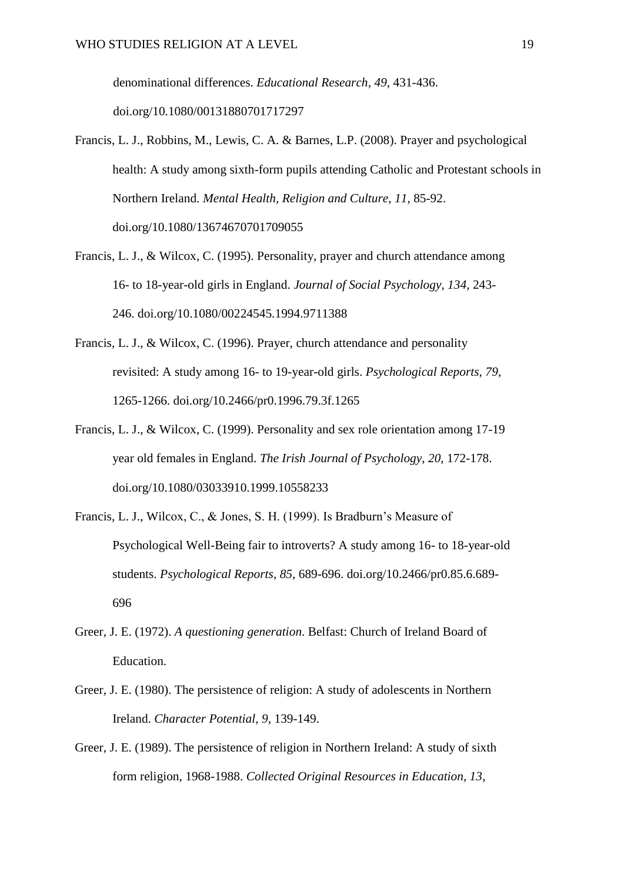denominational differences. *Educational Research, 49*, 431-436. doi.org/10.1080/00131880701717297

Francis, L. J., Robbins, M., Lewis, C. A. & Barnes, L.P. (2008). Prayer and psychological health: A study among sixth-form pupils attending Catholic and Protestant schools in Northern Ireland. *Mental Health, Religion and Culture, 11,* 85-92. doi.org/10.1080/13674670701709055

Francis, L. J., & Wilcox, C. (1995). Personality, prayer and church attendance among 16- to 18-year-old girls in England. *Journal of Social Psychology*, *134*, 243-246. doi.org/10.1080/00224545.1994.9711388

Francis, L. J., & Wilcox, C. (1996). Prayer, church attendance and personality revisited: A study among 16- to 19-year-old girls. *Psychological Reports*, *79*, 1265-1266. doi.org/10.2466/pr0.1996.79.3f.1265

Francis, L. J., & Wilcox, C. (1999). Personality and sex role orientation among 17-19 year old females in England. *The Irish Journal of Psychology*, *20*, 172-178. doi.org/10.1080/03033910.1999.10558233

Francis, L. J., Wilcox, C., & Jones, S. H. (1999). Is Bradburn's Measure of Psychological Well-Being fair to introverts? A study among 16- to 18-year-old students. *Psychological Reports*, *85*, 689-696. doi.org/10.2466/pr0.85.6.689-696

Greer, J. E. (1972). *A questioning generation*. Belfast: Church of Ireland Board of Education.

Greer, J. E. (1980). The persistence of religion: A study of adolescents in Northern Ireland. *Character Potential, 9*, 139-149.

Greer, J. E. (1989). The persistence of religion in Northern Ireland: A study of sixth form religion, 1968-1988. *Collected Original Resources in Education, 13,*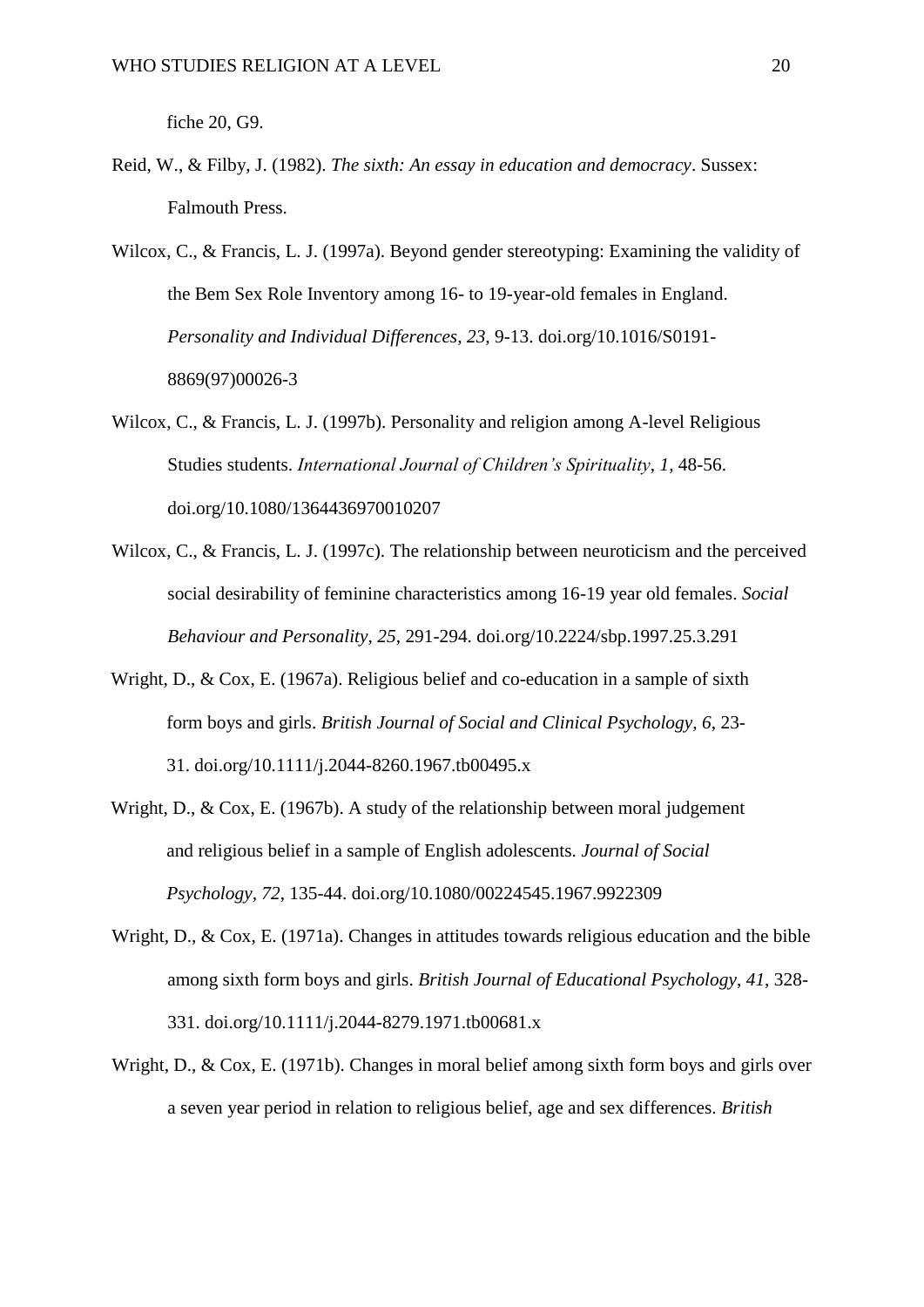fiche 20, G9.

Reid, W., & Filby, J. (1982). *The sixth: An essay in education and democracy*. Sussex: Falmouth Press.

Wilcox, C., & Francis, L. J. (1997a). Beyond gender stereotyping: Examining the validity of the Bem Sex Role Inventory among 16- to 19-year-old females in England. *Personality and Individual Differences*, *23*, 9-13. doi.org/10.1016/S0191-8869(97)00026-3

Wilcox, C., & Francis, L. J. (1997b). Personality and religion among A-level Religious Studies students. *International Journal of Children's Spirituality*, *1*, 48-56. doi.org/10.1080/1364436970010207

Wilcox, C., & Francis, L. J. (1997c). The relationship between neuroticism and the perceived social desirability of feminine characteristics among 16-19 year old females. *Social Behaviour and Personality*, *25*, 291-294. doi.org/10.2224/sbp.1997.25.3.291

Wright, D., & Cox, E. (1967a). Religious belief and co-education in a sample of sixth form boys and girls. *British Journal of Social and Clinical Psychology*, *6*, 23-31. doi.org/10.1111/j.2044-8260.1967.tb00495.x

Wright, D., & Cox, E. (1967b). A study of the relationship between moral judgement and religious belief in a sample of English adolescents. *Journal of Social Psychology*, *72*, 135-44. doi.org/10.1080/00224545.1967.9922309

Wright, D., & Cox, E. (1971a). Changes in attitudes towards religious education and the bible among sixth form boys and girls. *British Journal of Educational Psychology*, *41*, 328-331. doi.org/10.1111/j.2044-8279.1971.tb00681.x

Wright, D., & Cox, E. (1971b). Changes in moral belief among sixth form boys and girls over a seven year period in relation to religious belief, age and sex differences. *British*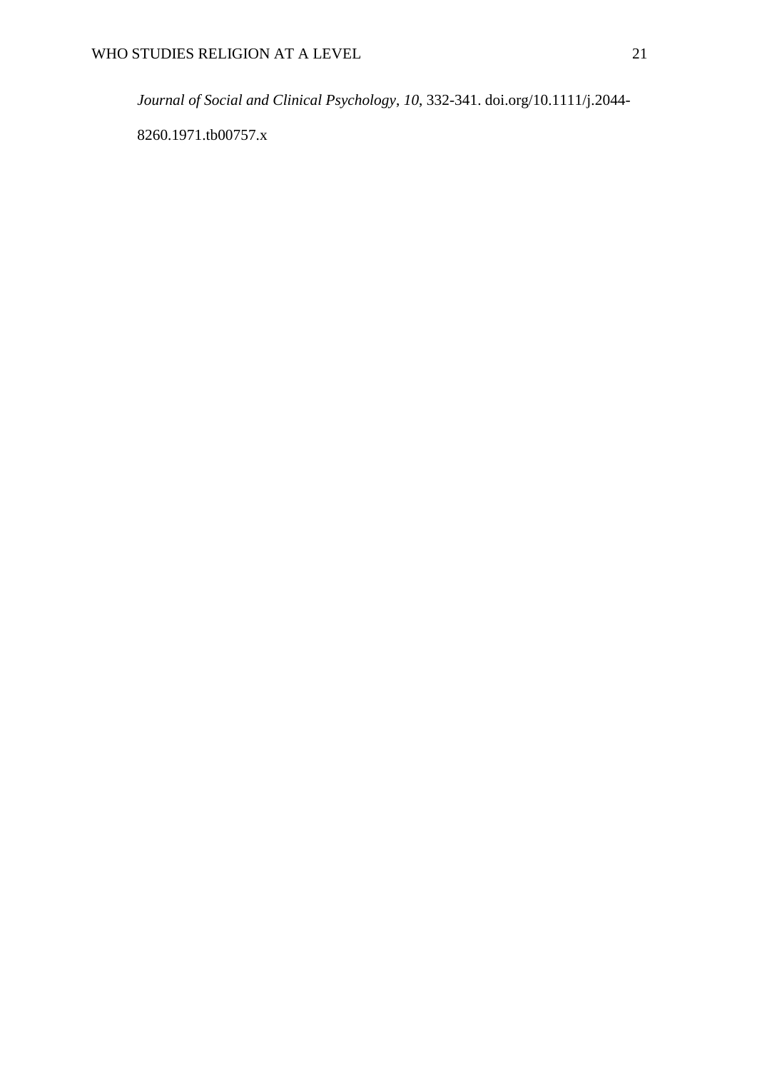*Journal of Social and Clinical Psychology*, *10*, 332-341. doi.org/10.1111/j.2044-8260.1971.tb00757.x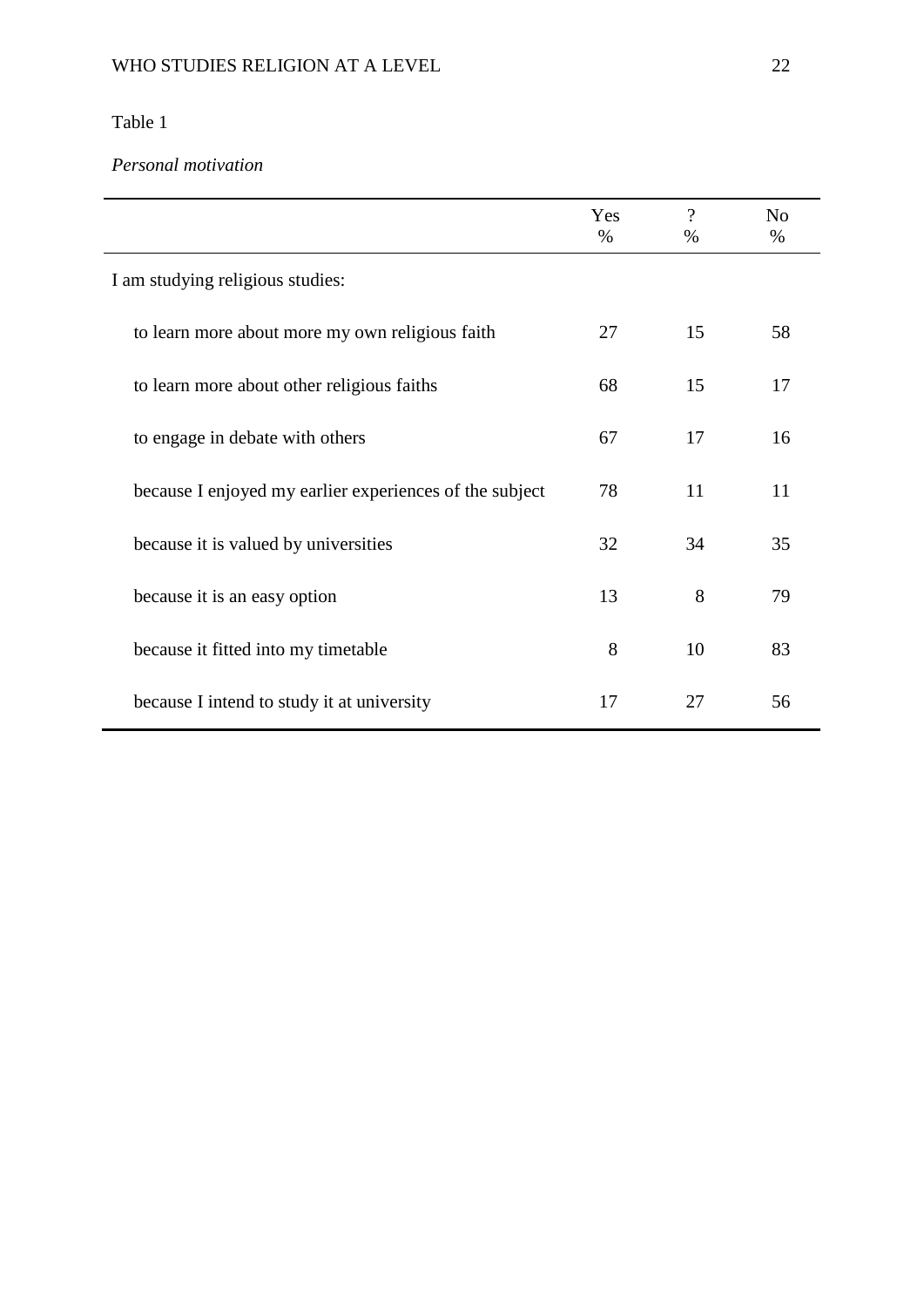Table 1

*Personal motivation*

| | Yes<br>% | ?<br>% | No<br>% |
|---|---|---|---|
| I am studying religious studies: | | | |
| to learn more about more my own religious faith | 27 | 15 | 58 |
| to learn more about other religious faiths | 68 | 15 | 17 |
| to engage in debate with others | 67 | 17 | 16 |
| because I enjoyed my earlier experiences of the subject | 78 | 11 | 11 |
| because it is valued by universities | 32 | 34 | 35 |
| because it is an easy option | 13 | 8 | 79 |
| because it fitted into my timetable | 8 | 10 | 83 |
| because I intend to study it at university | 17 | 27 | 56 |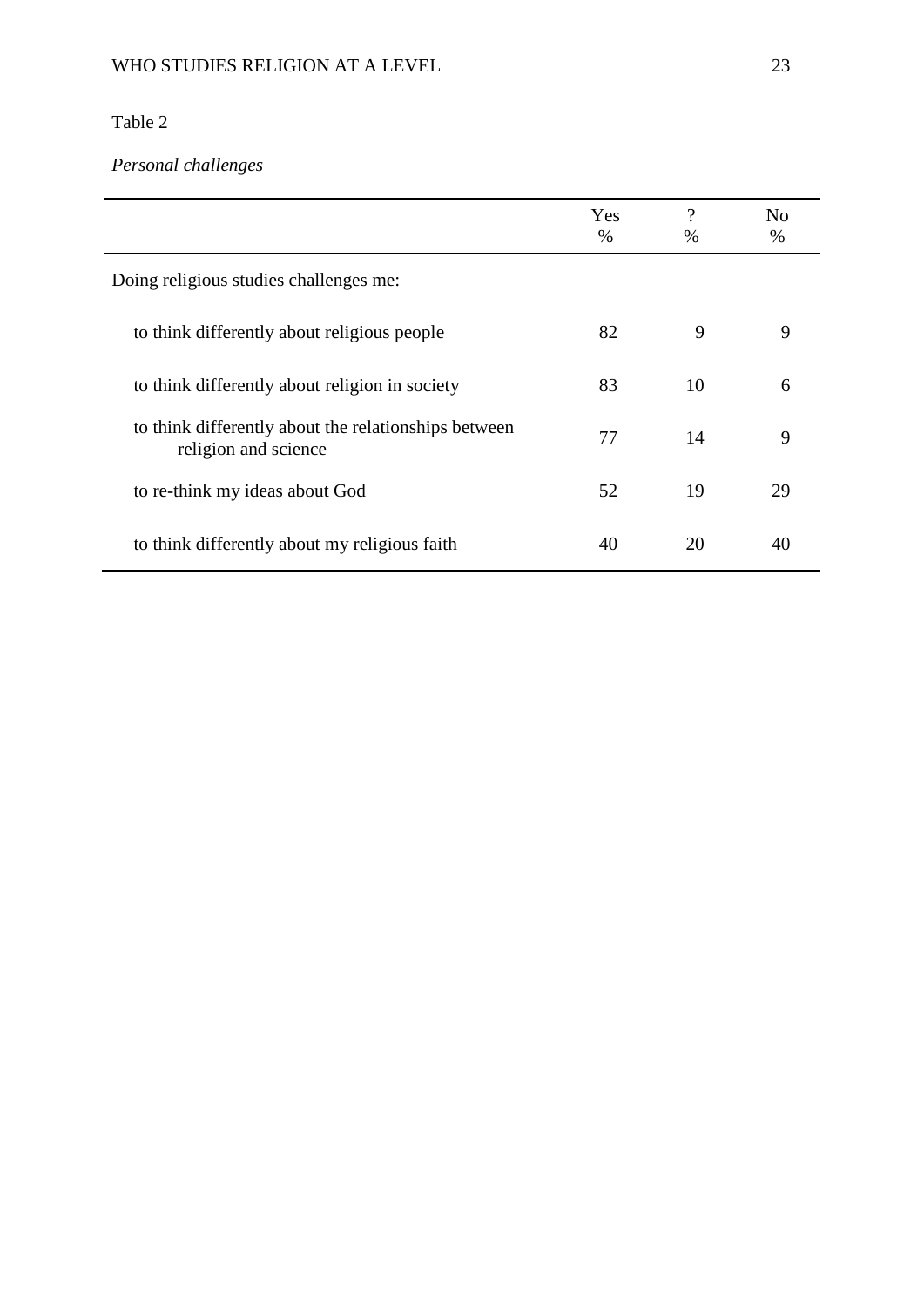Table 2

*Personal challenges*

| | Yes % | ? % | No % |
|---|---|---|---|
| Doing religious studies challenges me: | | | |
| to think differently about religious people | 82 | 9 | 9 |
| to think differently about religion in society | 83 | 10 | 6 |
| to think differently about the relationships between religion and science | 77 | 14 | 9 |
| to re-think my ideas about God | 52 | 19 | 29 |
| to think differently about my religious faith | 40 | 20 | 40 |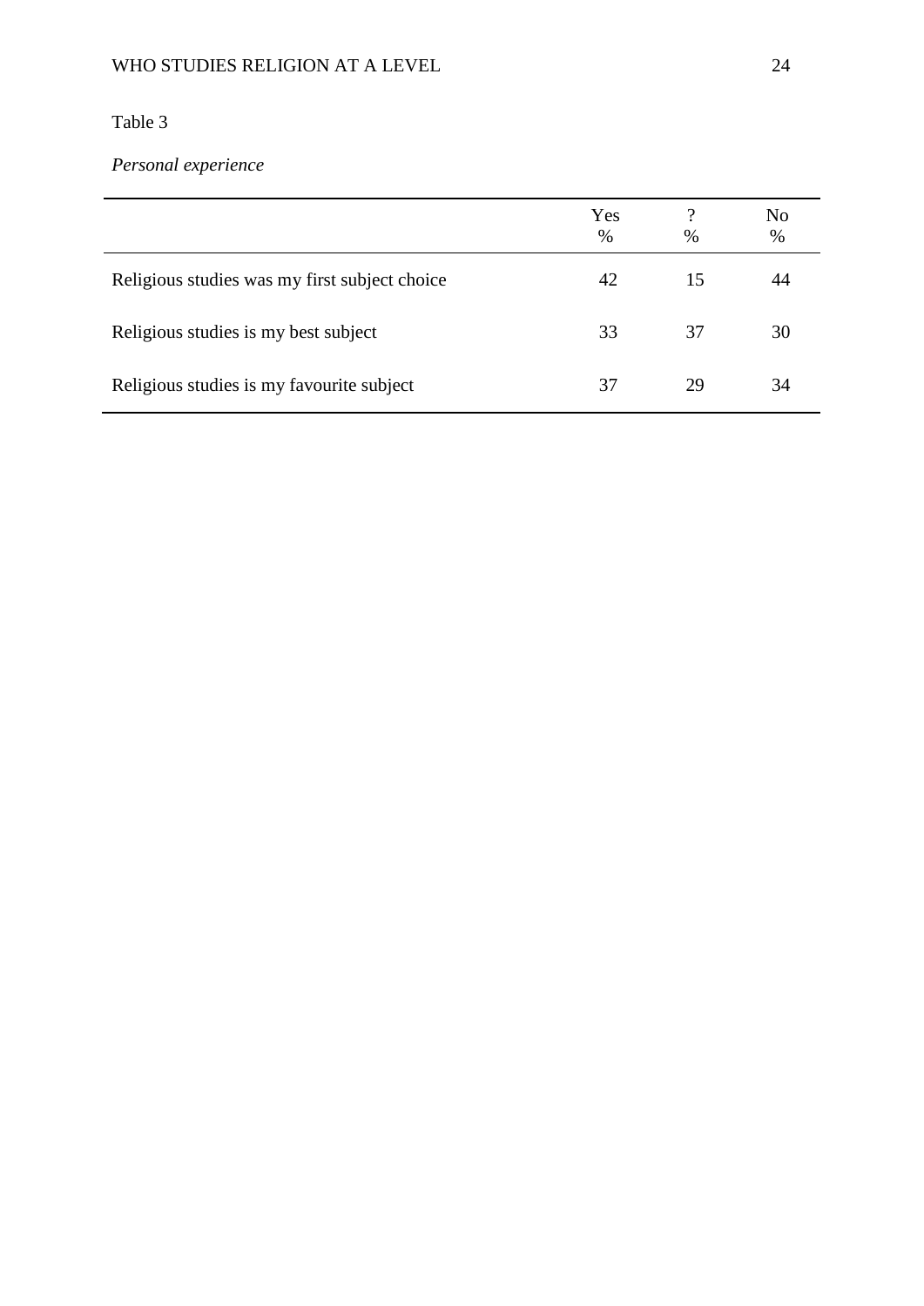Table 3

*Personal experience*

| | Yes<br>% | ?<br>% | No<br>% |
|---|---|---|---|
| Religious studies was my first subject choice | 42 | 15 | 44 |
| Religious studies is my best subject | 33 | 37 | 30 |
| Religious studies is my favourite subject | 37 | 29 | 34 |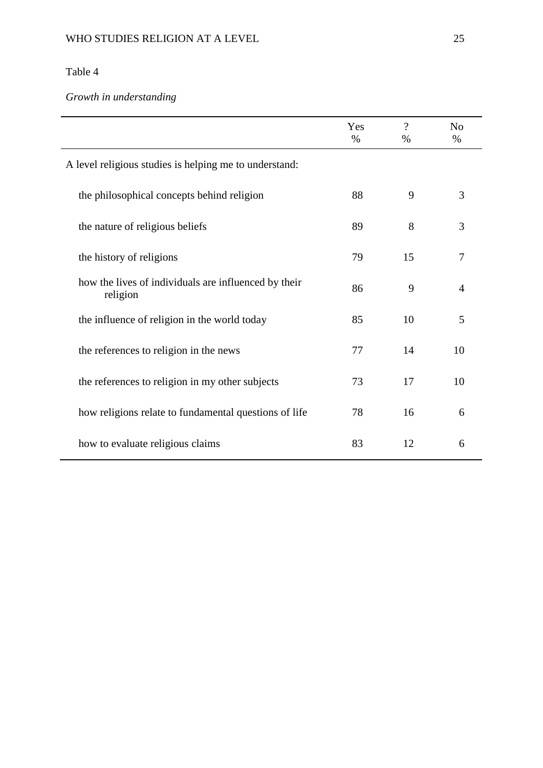Table 4

*Growth in understanding*

| | Yes % | ? % | No % |
|---|---|---|---|
| A level religious studies is helping me to understand: | | | |
| the philosophical concepts behind religion | 88 | 9 | 3 |
| the nature of religious beliefs | 89 | 8 | 3 |
| the history of religions | 79 | 15 | 7 |
| how the lives of individuals are influenced by their religion | 86 | 9 | 4 |
| the influence of religion in the world today | 85 | 10 | 5 |
| the references to religion in the news | 77 | 14 | 10 |
| the references to religion in my other subjects | 73 | 17 | 10 |
| how religions relate to fundamental questions of life | 78 | 16 | 6 |
| how to evaluate religious claims | 83 | 12 | 6 |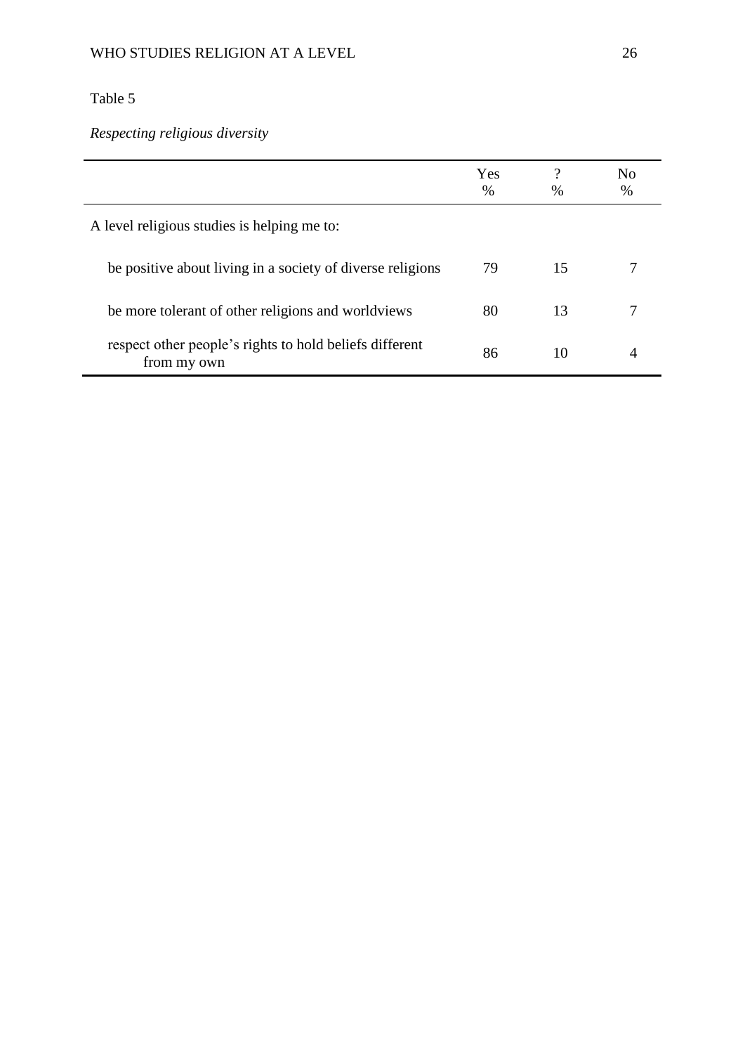Table 5

*Respecting religious diversity*

| | Yes<br>% | ?<br>% | No<br>% |
|---|---|---|---|
| A level religious studies is helping me to: | | | |
| be positive about living in a society of diverse religions | 79 | 15 | 7 |
| be more tolerant of other religions and worldviews | 80 | 13 | 7 |
| respect other people's rights to hold beliefs different from my own | 86 | 10 | 4 |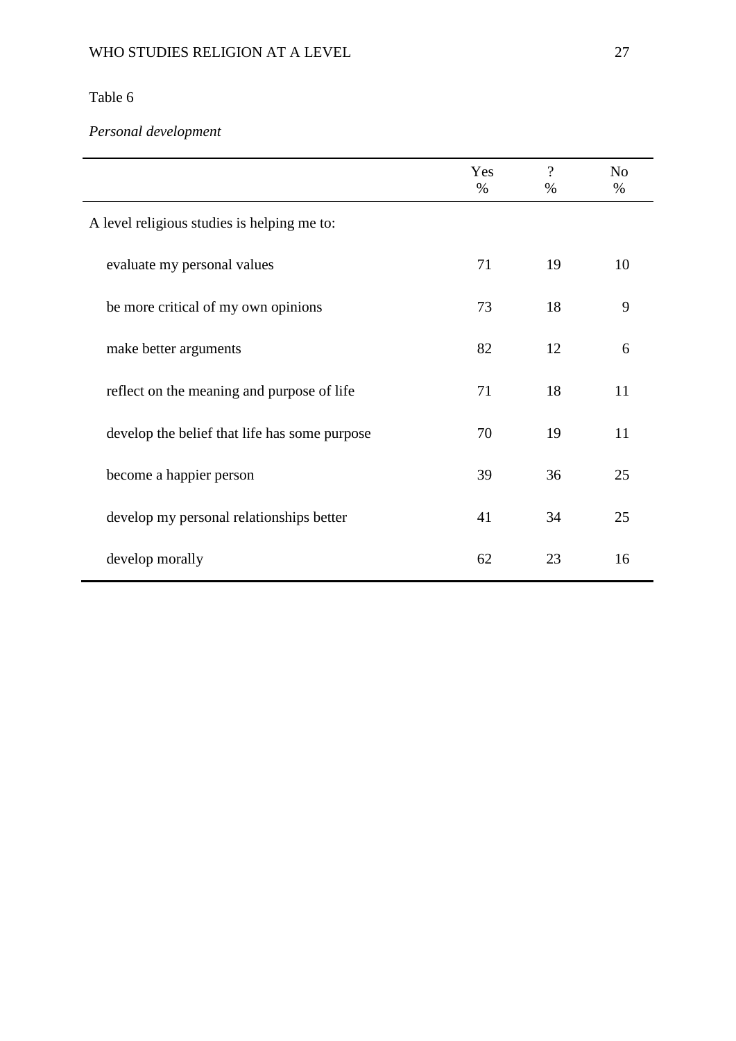Table 6

*Personal development*

| | Yes<br>% | ?<br>% | No<br>% |
|---|---|---|---|
| A level religious studies is helping me to: | | | |
| evaluate my personal values | 71 | 19 | 10 |
| be more critical of my own opinions | 73 | 18 | 9 |
| make better arguments | 82 | 12 | 6 |
| reflect on the meaning and purpose of life | 71 | 18 | 11 |
| develop the belief that life has some purpose | 70 | 19 | 11 |
| become a happier person | 39 | 36 | 25 |
| develop my personal relationships better | 41 | 34 | 25 |
| develop morally | 62 | 23 | 16 |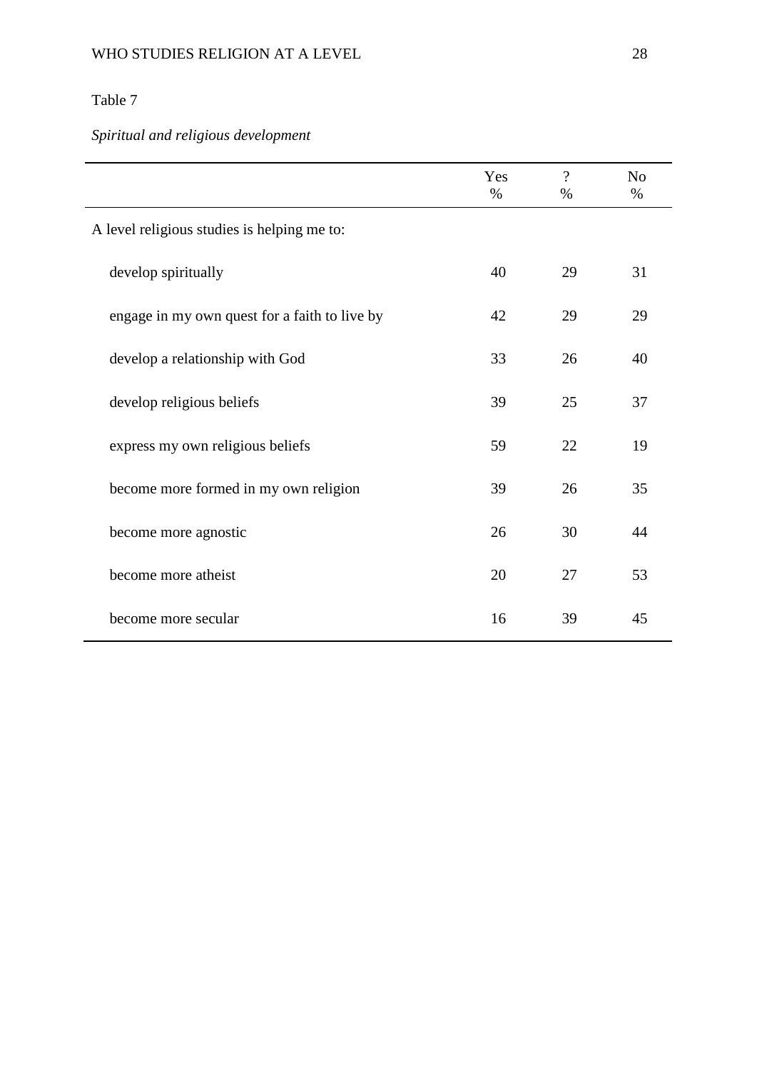Table 7

*Spiritual and religious development*

| | Yes % | ? % | No % |
|---|---|---|---|
| A level religious studies is helping me to: | | | |
| develop spiritually | 40 | 29 | 31 |
| engage in my own quest for a faith to live by | 42 | 29 | 29 |
| develop a relationship with God | 33 | 26 | 40 |
| develop religious beliefs | 39 | 25 | 37 |
| express my own religious beliefs | 59 | 22 | 19 |
| become more formed in my own religion | 39 | 26 | 35 |
| become more agnostic | 26 | 30 | 44 |
| become more atheist | 20 | 27 | 53 |
| become more secular | 16 | 39 | 45 |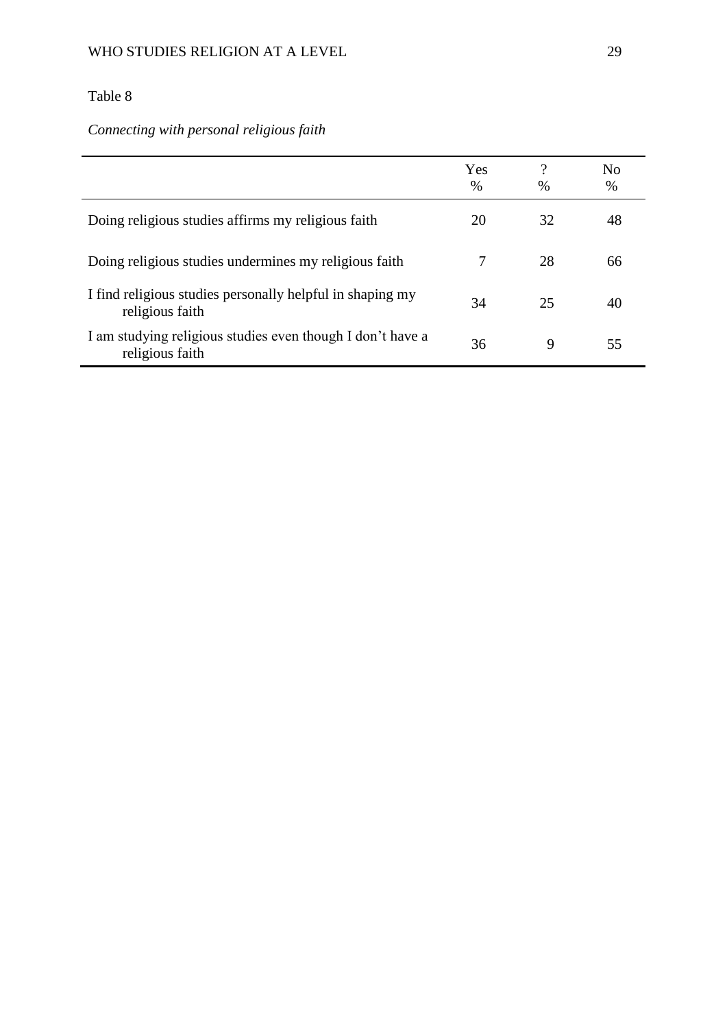Table 8

*Connecting with personal religious faith*

| | Yes<br>% | ?<br>% | No<br>% |
|---|---|---|---|
| Doing religious studies affirms my religious faith | 20 | 32 | 48 |
| Doing religious studies undermines my religious faith | 7 | 28 | 66 |
| I find religious studies personally helpful in shaping my religious faith | 34 | 25 | 40 |
| I am studying religious studies even though I don't have a religious faith | 36 | 9 | 55 |